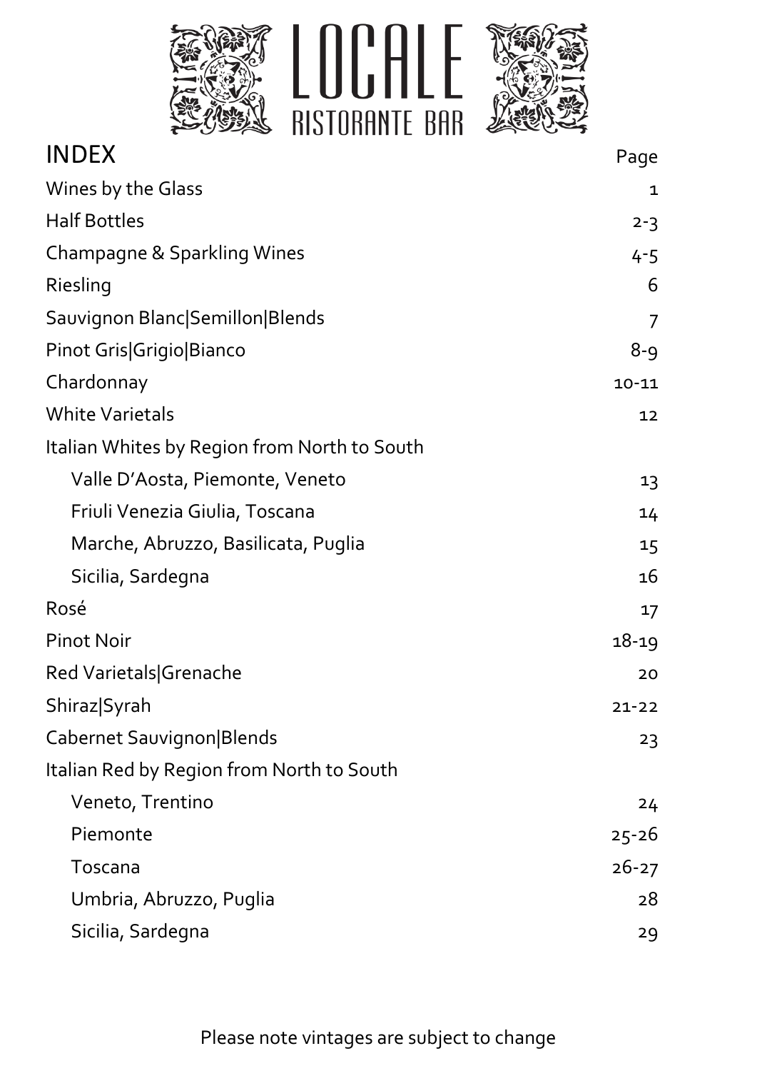# LOCALE
## RISTORANTE BAR

| INDEX | Page |
| --- | ---: |
| Wines by the Glass | 1 |
| Half Bottles | 2-3 |
| Champagne & Sparkling Wines | 4-5 |
| Riesling | 6 |
| Sauvignon Blanc|Semillon|Blends | 7 |
| Pinot Gris|Grigio|Bianco | 8-9 |
| Chardonnay | 10-11 |
| White Varietals | 12 |
| Italian Whites by Region from North to South | |
| Valle D'Aosta, Piemonte, Veneto | 13 |
| Friuli Venezia Giulia, Toscana | 14 |
| Marche, Abruzzo, Basilicata, Puglia | 15 |
| Sicilia, Sardegna | 16 |
| Rosé | 17 |
| Pinot Noir | 18-19 |
| Red Varietals|Grenache | 20 |
| Shiraz|Syrah | 21-22 |
| Cabernet Sauvignon|Blends | 23 |
| Italian Red by Region from North to South | |
| Veneto, Trentino | 24 |
| Piemonte | 25-26 |
| Toscana | 26-27 |
| Umbria, Abruzzo, Puglia | 28 |
| Sicilia, Sardegna | 29 |

Please note vintages are subject to change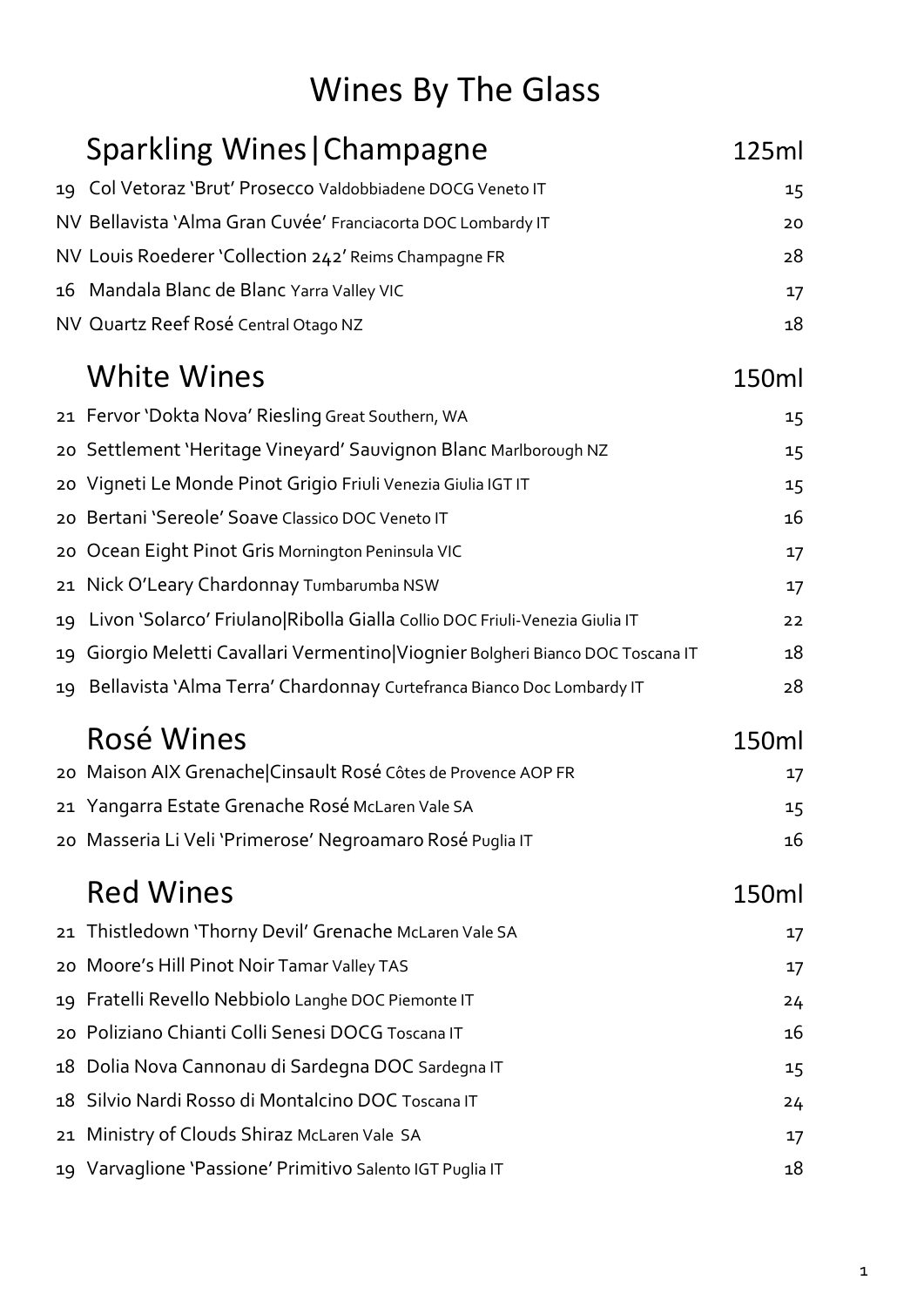# Wines By The Glass

## Sparkling Wines|Champagne

| | | 125ml |
|---|---|---|
| 19 | Col Vetoraz 'Brut' Prosecco Valdobbiadene DOCG Veneto IT | 15 |
| NV | Bellavista 'Alma Gran Cuvée' Franciacorta DOC Lombardy IT | 20 |
| NV | Louis Roederer 'Collection 242' Reims Champagne FR | 28 |
| 16 | Mandala Blanc de Blanc Yarra Valley VIC | 17 |
| NV | Quartz Reef Rosé Central Otago NZ | 18 |

## White Wines

| | | 150ml |
|---|---|---|
| 21 | Fervor 'Dokta Nova' Riesling Great Southern, WA | 15 |
| 20 | Settlement 'Heritage Vineyard' Sauvignon Blanc Marlborough NZ | 15 |
| 20 | Vigneti Le Monde Pinot Grigio Friuli Venezia Giulia IGT IT | 15 |
| 20 | Bertani 'Sereole' Soave Classico DOC Veneto IT | 16 |
| 20 | Ocean Eight Pinot Gris Mornington Peninsula VIC | 17 |
| 21 | Nick O'Leary Chardonnay Tumbarumba NSW | 17 |
| 19 | Livon 'Solarco' Friulano|Ribolla Gialla Collio DOC Friuli-Venezia Giulia IT | 22 |
| 19 | Giorgio Meletti Cavallari Vermentino|Viognier Bolgheri Bianco DOC Toscana IT | 18 |
| 19 | Bellavista 'Alma Terra' Chardonnay Curtefranca Bianco Doc Lombardy IT | 28 |

## Rosé Wines

| | | 150ml |
|---|---|---|
| 20 | Maison AIX Grenache|Cinsault Rosé Côtes de Provence AOP FR | 17 |
| 21 | Yangarra Estate Grenache Rosé McLaren Vale SA | 15 |
| 20 | Masseria Li Veli 'Primerose' Negroamaro Rosé Puglia IT | 16 |

## Red Wines

| | | 150ml |
|---|---|---|
| 21 | Thistledown 'Thorny Devil' Grenache McLaren Vale SA | 17 |
| 20 | Moore's Hill Pinot Noir Tamar Valley TAS | 17 |
| 19 | Fratelli Revello Nebbiolo Langhe DOC Piemonte IT | 24 |
| 20 | Poliziano Chianti Colli Senesi DOCG Toscana IT | 16 |
| 18 | Dolia Nova Cannonau di Sardegna DOC Sardegna IT | 15 |
| 18 | Silvio Nardi Rosso di Montalcino DOC Toscana IT | 24 |
| 21 | Ministry of Clouds Shiraz McLaren Vale SA | 17 |
| 19 | Varvaglione 'Passione' Primitivo Salento IGT Puglia IT | 18 |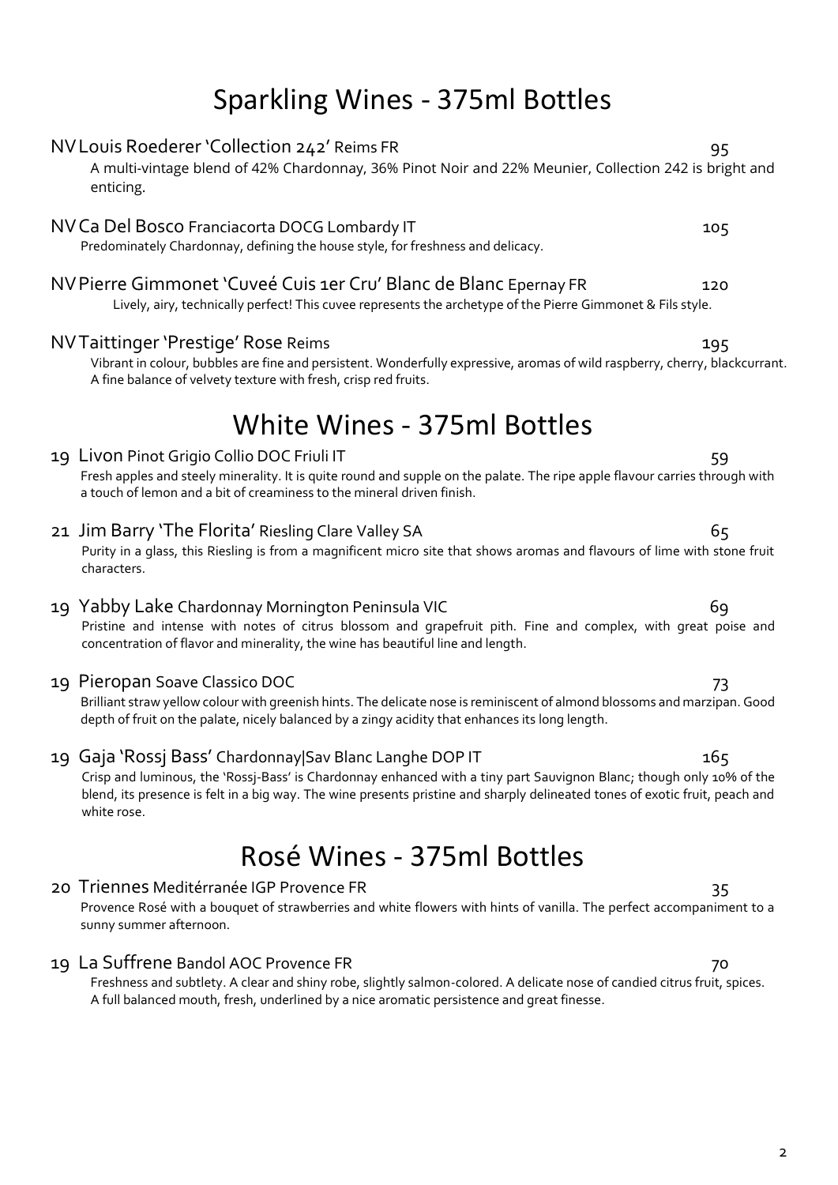# Sparkling Wines - 375ml Bottles

**NV Louis Roederer 'Collection 242'** Reims FR — 95

A multi-vintage blend of 42% Chardonnay, 36% Pinot Noir and 22% Meunier, Collection 242 is bright and enticing.

**NV Ca Del Bosco** Franciacorta DOCG Lombardy IT — 105

Predominately Chardonnay, defining the house style, for freshness and delicacy.

**NV Pierre Gimmonet 'Cuveé Cuis 1er Cru' Blanc de Blanc** Epernay FR — 120

Lively, airy, technically perfect! This cuvee represents the archetype of the Pierre Gimmonet & Fils style.

**NV Taittinger 'Prestige' Rose** Reims — 195

Vibrant in colour, bubbles are fine and persistent. Wonderfully expressive, aromas of wild raspberry, cherry, blackcurrant. A fine balance of velvety texture with fresh, crisp red fruits.

# White Wines - 375ml Bottles

**19 Livon** Pinot Grigio Collio DOC Friuli IT — 59

Fresh apples and steely minerality. It is quite round and supple on the palate. The ripe apple flavour carries through with a touch of lemon and a bit of creaminess to the mineral driven finish.

**21 Jim Barry 'The Florita'** Riesling Clare Valley SA — 65

Purity in a glass, this Riesling is from a magnificent micro site that shows aromas and flavours of lime with stone fruit characters.

**19 Yabby Lake** Chardonnay Mornington Peninsula VIC — 69

Pristine and intense with notes of citrus blossom and grapefruit pith. Fine and complex, with great poise and concentration of flavor and minerality, the wine has beautiful line and length.

**19 Pieropan** Soave Classico DOC — 73

Brilliant straw yellow colour with greenish hints. The delicate nose is reminiscent of almond blossoms and marzipan. Good depth of fruit on the palate, nicely balanced by a zingy acidity that enhances its long length.

**19 Gaja 'Rossj Bass'** Chardonnay|Sav Blanc Langhe DOP IT — 165

Crisp and luminous, the 'Rossj-Bass' is Chardonnay enhanced with a tiny part Sauvignon Blanc; though only 10% of the blend, its presence is felt in a big way. The wine presents pristine and sharply delineated tones of exotic fruit, peach and white rose.

# Rosé Wines - 375ml Bottles

**20 Triennes** Meditérranée IGP Provence FR — 35

Provence Rosé with a bouquet of strawberries and white flowers with hints of vanilla. The perfect accompaniment to a sunny summer afternoon.

**19 La Suffrene** Bandol AOC Provence FR — 70

Freshness and subtlety. A clear and shiny robe, slightly salmon-colored. A delicate nose of candied citrus fruit, spices. A full balanced mouth, fresh, underlined by a nice aromatic persistence and great finesse.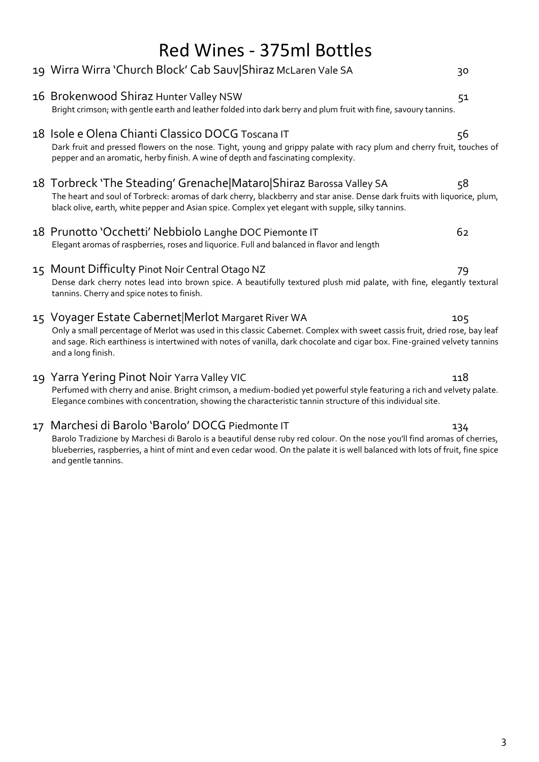# Red Wines - 375ml Bottles

19 **Wirra Wirra 'Church Block' Cab Sauv|Shiraz** McLaren Vale SA — 30

16 **Brokenwood Shiraz** Hunter Valley NSW — 51
Bright crimson; with gentle earth and leather folded into dark berry and plum fruit with fine, savoury tannins.

18 **Isole e Olena Chianti Classico DOCG** Toscana IT — 56
Dark fruit and pressed flowers on the nose. Tight, young and grippy palate with racy plum and cherry fruit, touches of pepper and an aromatic, herby finish. A wine of depth and fascinating complexity.

18 **Torbreck 'The Steading' Grenache|Mataro|Shiraz** Barossa Valley SA — 58
The heart and soul of Torbreck: aromas of dark cherry, blackberry and star anise. Dense dark fruits with liquorice, plum, black olive, earth, white pepper and Asian spice. Complex yet elegant with supple, silky tannins.

18 **Prunotto 'Occhetti' Nebbiolo** Langhe DOC Piemonte IT — 62
Elegant aromas of raspberries, roses and liquorice. Full and balanced in flavor and length

15 **Mount Difficulty** Pinot Noir Central Otago NZ — 79
Dense dark cherry notes lead into brown spice. A beautifully textured plush mid palate, with fine, elegantly textural tannins. Cherry and spice notes to finish.

15 **Voyager Estate Cabernet|Merlot** Margaret River WA — 105
Only a small percentage of Merlot was used in this classic Cabernet. Complex with sweet cassis fruit, dried rose, bay leaf and sage. Rich earthiness is intertwined with notes of vanilla, dark chocolate and cigar box. Fine-grained velvety tannins and a long finish.

19 **Yarra Yering Pinot Noir** Yarra Valley VIC — 118
Perfumed with cherry and anise. Bright crimson, a medium-bodied yet powerful style featuring a rich and velvety palate. Elegance combines with concentration, showing the characteristic tannin structure of this individual site.

17 **Marchesi di Barolo 'Barolo' DOCG** Piedmonte IT — 134
Barolo Tradizione by Marchesi di Barolo is a beautiful dense ruby red colour. On the nose you'll find aromas of cherries, blueberries, raspberries, a hint of mint and even cedar wood. On the palate it is well balanced with lots of fruit, fine spice and gentle tannins.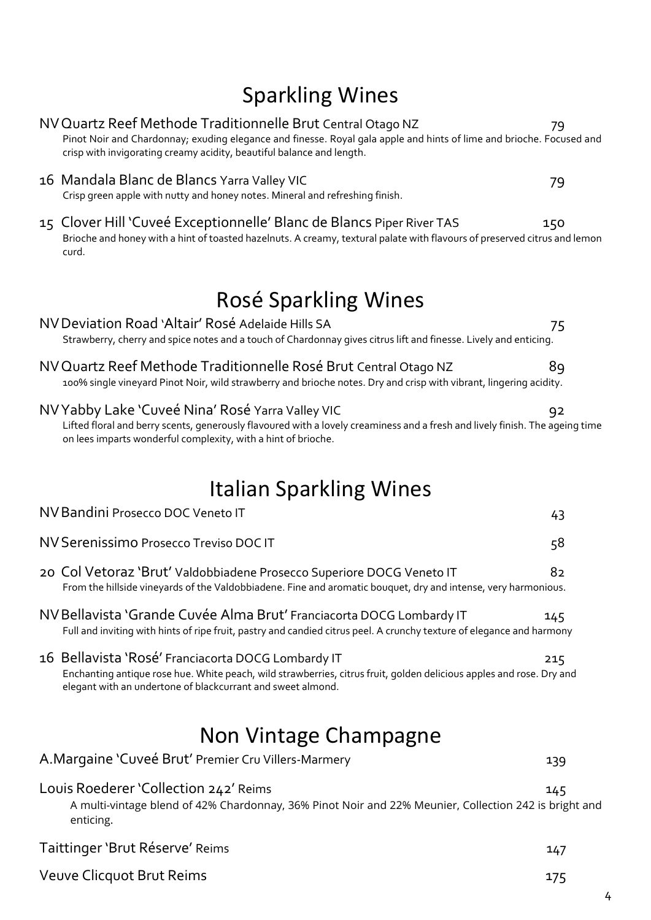# Sparkling Wines

**NV Quartz Reef Methode Traditionnelle Brut** Central Otago NZ — 79
Pinot Noir and Chardonnay; exuding elegance and finesse. Royal gala apple and hints of lime and brioche. Focused and crisp with invigorating creamy acidity, beautiful balance and length.

**16 Mandala Blanc de Blancs** Yarra Valley VIC — 79
Crisp green apple with nutty and honey notes. Mineral and refreshing finish.

**15 Clover Hill 'Cuveé Exceptionnelle' Blanc de Blancs** Piper River TAS — 150
Brioche and honey with a hint of toasted hazelnuts. A creamy, textural palate with flavours of preserved citrus and lemon curd.

# Rosé Sparkling Wines

**NV Deviation Road 'Altair' Rosé** Adelaide Hills SA — 75
Strawberry, cherry and spice notes and a touch of Chardonnay gives citrus lift and finesse. Lively and enticing.

**NV Quartz Reef Methode Traditionnelle Rosé Brut** Central Otago NZ — 89
100% single vineyard Pinot Noir, wild strawberry and brioche notes. Dry and crisp with vibrant, lingering acidity.

**NV Yabby Lake 'Cuveé Nina' Rosé** Yarra Valley VIC — 92
Lifted floral and berry scents, generously flavoured with a lovely creaminess and a fresh and lively finish. The ageing time on lees imparts wonderful complexity, with a hint of brioche.

# Italian Sparkling Wines

**NV Bandini** Prosecco DOC Veneto IT — 43

**NV Serenissimo** Prosecco Treviso DOC IT — 58

**20 Col Vetoraz 'Brut'** Valdobbiadene Prosecco Superiore DOCG Veneto IT — 82
From the hillside vineyards of the Valdobbiadene. Fine and aromatic bouquet, dry and intense, very harmonious.

**NV Bellavista 'Grande Cuvée Alma Brut'** Franciacorta DOCG Lombardy IT — 145
Full and inviting with hints of ripe fruit, pastry and candied citrus peel. A crunchy texture of elegance and harmony

**16 Bellavista 'Rosé'** Franciacorta DOCG Lombardy IT — 215
Enchanting antique rose hue. White peach, wild strawberries, citrus fruit, golden delicious apples and rose. Dry and elegant with an undertone of blackcurrant and sweet almond.

# Non Vintage Champagne

**A.Margaine 'Cuveé Brut'** Premier Cru Villers-Marmery — 139

**Louis Roederer 'Collection 242'** Reims — 145
A multi-vintage blend of 42% Chardonnay, 36% Pinot Noir and 22% Meunier, Collection 242 is bright and enticing.

**Taittinger 'Brut Réserve'** Reims — 147

**Veuve Clicquot Brut Reims** — 175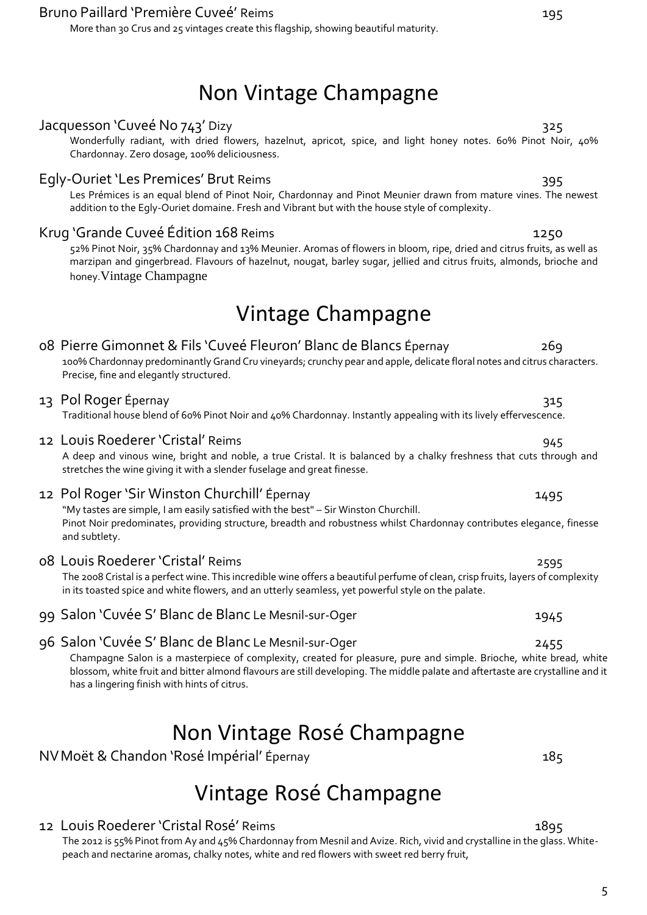Bruno Paillard 'Première Cuveé' Reims 195

More than 30 Crus and 25 vintages create this flagship, showing beautiful maturity.

# Non Vintage Champagne

Jacquesson 'Cuveé No 743' Dizy 325

Wonderfully radiant, with dried flowers, hazelnut, apricot, spice, and light honey notes. 60% Pinot Noir, 40% Chardonnay. Zero dosage, 100% deliciousness.

Egly-Ouriet 'Les Premices' Brut Reims 395

Les Prémices is an equal blend of Pinot Noir, Chardonnay and Pinot Meunier drawn from mature vines. The newest addition to the Egly-Ouriet domaine. Fresh and Vibrant but with the house style of complexity.

Krug 'Grande Cuveé Édition 168 Reims 1250

52% Pinot Noir, 35% Chardonnay and 13% Meunier. Aromas of flowers in bloom, ripe, dried and citrus fruits, as well as marzipan and gingerbread. Flavours of hazelnut, nougat, barley sugar, jellied and citrus fruits, almonds, brioche and honey.Vintage Champagne

# Vintage Champagne

08 Pierre Gimonnet & Fils 'Cuveé Fleuron' Blanc de Blancs Épernay 269

100% Chardonnay predominantly Grand Cru vineyards; crunchy pear and apple, delicate floral notes and citrus characters. Precise, fine and elegantly structured.

13 Pol Roger Épernay 315

Traditional house blend of 60% Pinot Noir and 40% Chardonnay. Instantly appealing with its lively effervescence.

12 Louis Roederer 'Cristal' Reims 945

A deep and vinous wine, bright and noble, a true Cristal. It is balanced by a chalky freshness that cuts through and stretches the wine giving it with a slender fuselage and great finesse.

12 Pol Roger 'Sir Winston Churchill' Épernay 1495

"My tastes are simple, I am easily satisfied with the best" – Sir Winston Churchill.
Pinot Noir predominates, providing structure, breadth and robustness whilst Chardonnay contributes elegance, finesse and subtlety.

08 Louis Roederer 'Cristal' Reims 2595

The 2008 Cristal is a perfect wine. This incredible wine offers a beautiful perfume of clean, crisp fruits, layers of complexity in its toasted spice and white flowers, and an utterly seamless, yet powerful style on the palate.

99 Salon 'Cuvée S' Blanc de Blanc Le Mesnil-sur-Oger 1945

96 Salon 'Cuvée S' Blanc de Blanc Le Mesnil-sur-Oger 2455

Champagne Salon is a masterpiece of complexity, created for pleasure, pure and simple. Brioche, white bread, white blossom, white fruit and bitter almond flavours are still developing. The middle palate and aftertaste are crystalline and it has a lingering finish with hints of citrus.

# Non Vintage Rosé Champagne

NV Moët & Chandon 'Rosé Impérial' Épernay 185

# Vintage Rosé Champagne

12 Louis Roederer 'Cristal Rosé' Reims 1895

The 2012 is 55% Pinot from Ay and 45% Chardonnay from Mesnil and Avize. Rich, vivid and crystalline in the glass. White-peach and nectarine aromas, chalky notes, white and red flowers with sweet red berry fruit,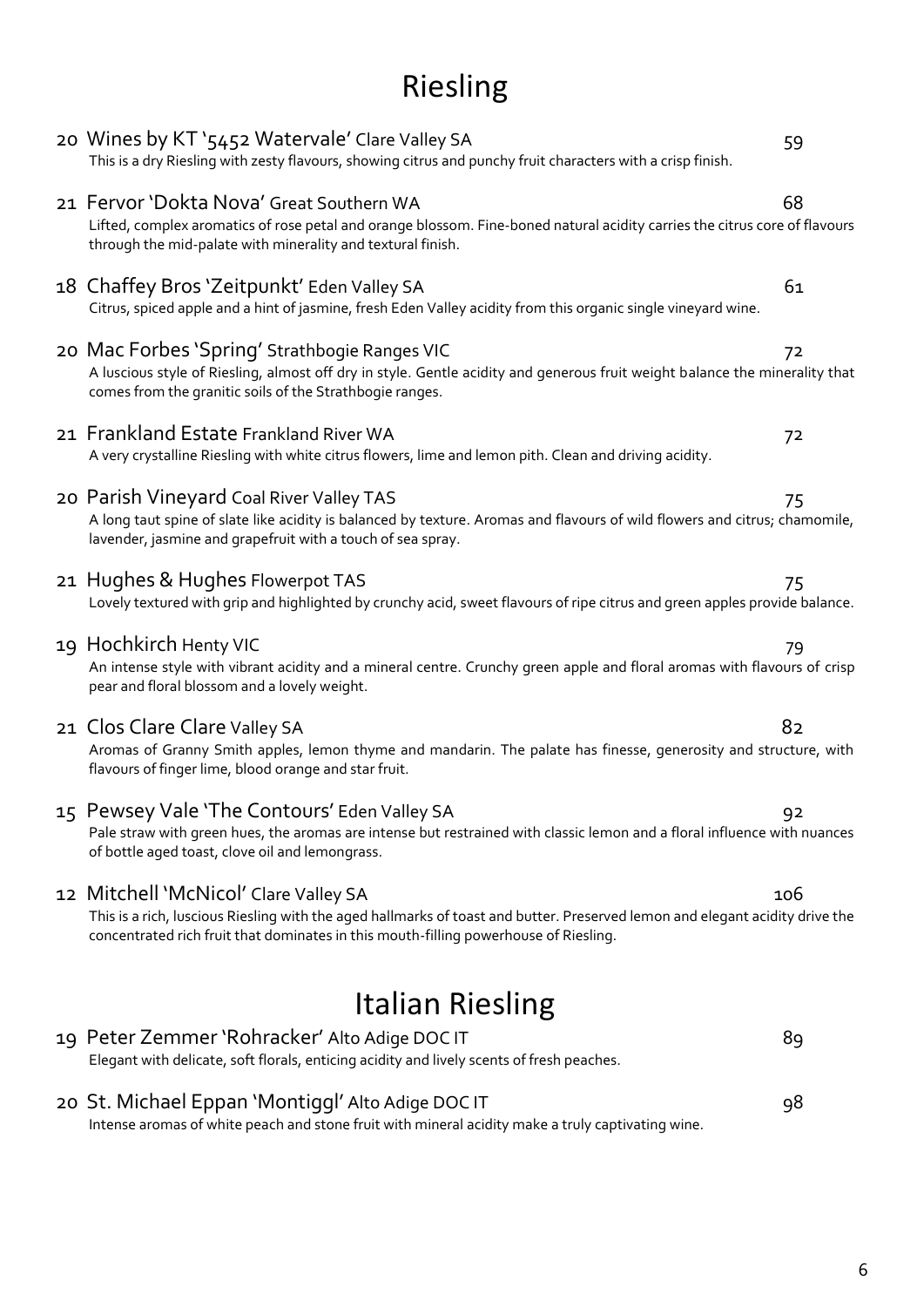# Riesling

**20 Wines by KT '5452 Watervale'** Clare Valley SA — 59

This is a dry Riesling with zesty flavours, showing citrus and punchy fruit characters with a crisp finish.

**21 Fervor 'Dokta Nova'** Great Southern WA — 68

Lifted, complex aromatics of rose petal and orange blossom. Fine-boned natural acidity carries the citrus core of flavours through the mid-palate with minerality and textural finish.

**18 Chaffey Bros 'Zeitpunkt'** Eden Valley SA — 61

Citrus, spiced apple and a hint of jasmine, fresh Eden Valley acidity from this organic single vineyard wine.

**20 Mac Forbes 'Spring'** Strathbogie Ranges VIC — 72

A luscious style of Riesling, almost off dry in style. Gentle acidity and generous fruit weight balance the minerality that comes from the granitic soils of the Strathbogie ranges.

**21 Frankland Estate** Frankland River WA — 72

A very crystalline Riesling with white citrus flowers, lime and lemon pith. Clean and driving acidity.

**20 Parish Vineyard** Coal River Valley TAS — 75

A long taut spine of slate like acidity is balanced by texture. Aromas and flavours of wild flowers and citrus; chamomile, lavender, jasmine and grapefruit with a touch of sea spray.

**21 Hughes & Hughes** Flowerpot TAS — 75

Lovely textured with grip and highlighted by crunchy acid, sweet flavours of ripe citrus and green apples provide balance.

**19 Hochkirch** Henty VIC — 79

An intense style with vibrant acidity and a mineral centre. Crunchy green apple and floral aromas with flavours of crisp pear and floral blossom and a lovely weight.

**21 Clos Clare** Clare Valley SA — 82

Aromas of Granny Smith apples, lemon thyme and mandarin. The palate has finesse, generosity and structure, with flavours of finger lime, blood orange and star fruit.

**15 Pewsey Vale 'The Contours'** Eden Valley SA — 92

Pale straw with green hues, the aromas are intense but restrained with classic lemon and a floral influence with nuances of bottle aged toast, clove oil and lemongrass.

**12 Mitchell 'McNicol'** Clare Valley SA — 106

This is a rich, luscious Riesling with the aged hallmarks of toast and butter. Preserved lemon and elegant acidity drive the concentrated rich fruit that dominates in this mouth-filling powerhouse of Riesling.

# Italian Riesling

**19 Peter Zemmer 'Rohracker'** Alto Adige DOC IT — 89

Elegant with delicate, soft florals, enticing acidity and lively scents of fresh peaches.

**20 St. Michael Eppan 'Montiggl'** Alto Adige DOC IT — 98

Intense aromas of white peach and stone fruit with mineral acidity make a truly captivating wine.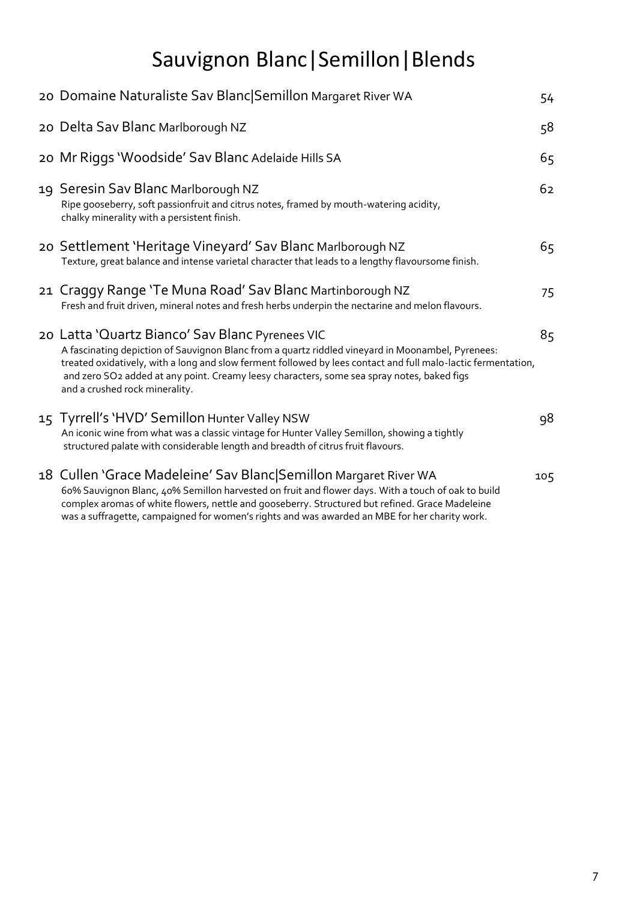# Sauvignon Blanc|Semillon|Blends

20 Domaine Naturaliste Sav Blanc|Semillon Margaret River WA — 54

20 Delta Sav Blanc Marlborough NZ — 58

20 Mr Riggs 'Woodside' Sav Blanc Adelaide Hills SA — 65

19 Seresin Sav Blanc Marlborough NZ — 62
Ripe gooseberry, soft passionfruit and citrus notes, framed by mouth-watering acidity, chalky minerality with a persistent finish.

20 Settlement 'Heritage Vineyard' Sav Blanc Marlborough NZ — 65
Texture, great balance and intense varietal character that leads to a lengthy flavoursome finish.

21 Craggy Range 'Te Muna Road' Sav Blanc Martinborough NZ — 75
Fresh and fruit driven, mineral notes and fresh herbs underpin the nectarine and melon flavours.

20 Latta 'Quartz Bianco' Sav Blanc Pyrenees VIC — 85
A fascinating depiction of Sauvignon Blanc from a quartz riddled vineyard in Moonambel, Pyrenees: treated oxidatively, with a long and slow ferment followed by lees contact and full malo-lactic fermentation, and zero $SO_2$ added at any point. Creamy leesy characters, some sea spray notes, baked figs and a crushed rock minerality.

15 Tyrrell's 'HVD' Semillon Hunter Valley NSW — 98
An iconic wine from what was a classic vintage for Hunter Valley Semillon, showing a tightly structured palate with considerable length and breadth of citrus fruit flavours.

18 Cullen 'Grace Madeleine' Sav Blanc|Semillon Margaret River WA — 105
60% Sauvignon Blanc, 40% Semillon harvested on fruit and flower days. With a touch of oak to build complex aromas of white flowers, nettle and gooseberry. Structured but refined. Grace Madeleine was a suffragette, campaigned for women's rights and was awarded an MBE for her charity work.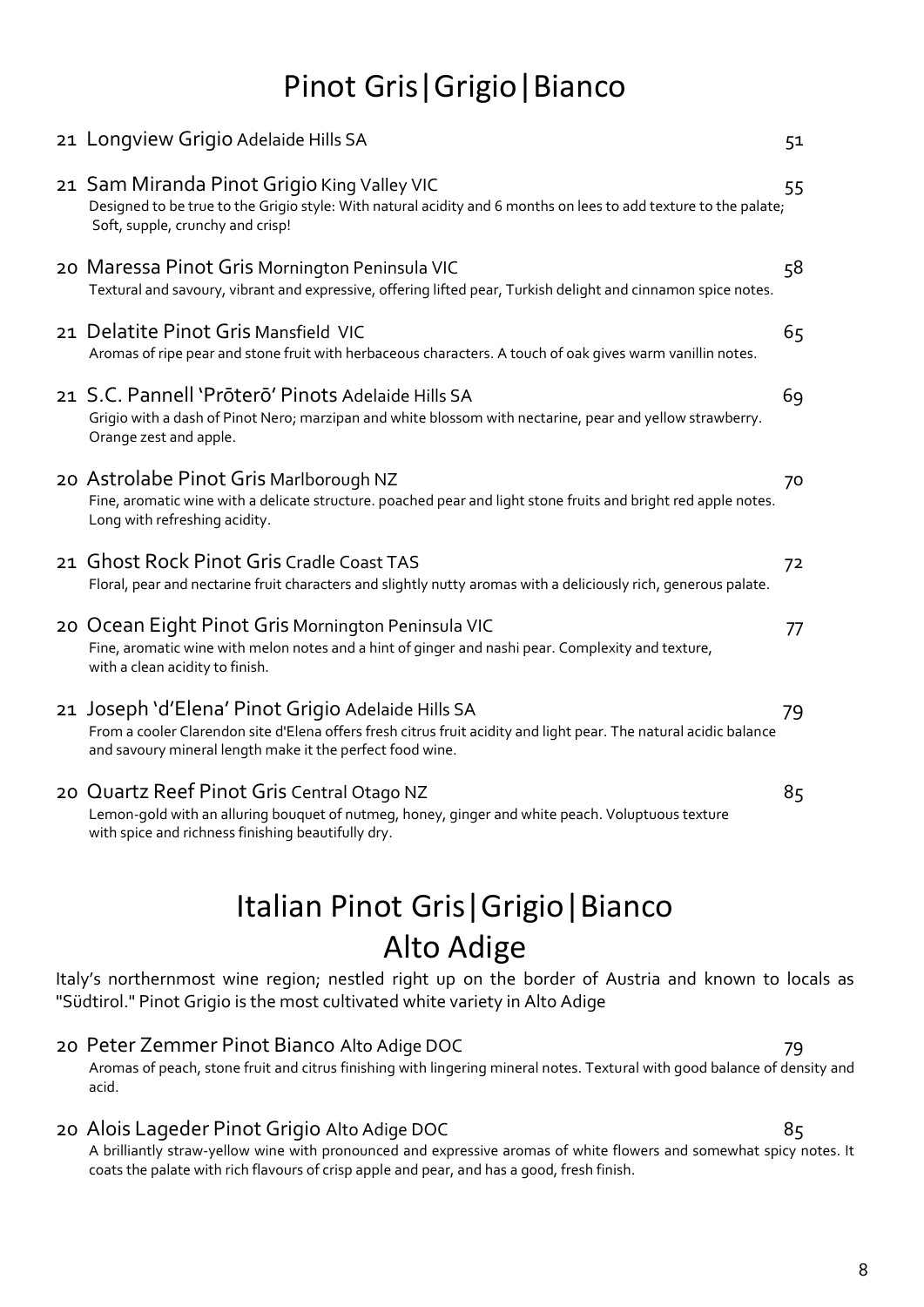# Pinot Gris|Grigio|Bianco

**21 Longview Grigio** Adelaide Hills SA — 51

**21 Sam Miranda Pinot Grigio** King Valley VIC — 55
Designed to be true to the Grigio style: With natural acidity and 6 months on lees to add texture to the palate; Soft, supple, crunchy and crisp!

**20 Maressa Pinot Gris** Mornington Peninsula VIC — 58
Textural and savoury, vibrant and expressive, offering lifted pear, Turkish delight and cinnamon spice notes.

**21 Delatite Pinot Gris** Mansfield VIC — 65
Aromas of ripe pear and stone fruit with herbaceous characters. A touch of oak gives warm vanillin notes.

**21 S.C. Pannell 'Prōterō' Pinots** Adelaide Hills SA — 69
Grigio with a dash of Pinot Nero; marzipan and white blossom with nectarine, pear and yellow strawberry. Orange zest and apple.

**20 Astrolabe Pinot Gris** Marlborough NZ — 70
Fine, aromatic wine with a delicate structure. poached pear and light stone fruits and bright red apple notes. Long with refreshing acidity.

**21 Ghost Rock Pinot Gris** Cradle Coast TAS — 72
Floral, pear and nectarine fruit characters and slightly nutty aromas with a deliciously rich, generous palate.

**20 Ocean Eight Pinot Gris** Mornington Peninsula VIC — 77
Fine, aromatic wine with melon notes and a hint of ginger and nashi pear. Complexity and texture, with a clean acidity to finish.

**21 Joseph 'd'Elena' Pinot Grigio** Adelaide Hills SA — 79
From a cooler Clarendon site d'Elena offers fresh citrus fruit acidity and light pear. The natural acidic balance and savoury mineral length make it the perfect food wine.

**20 Quartz Reef Pinot Gris** Central Otago NZ — 85
Lemon-gold with an alluring bouquet of nutmeg, honey, ginger and white peach. Voluptuous texture with spice and richness finishing beautifully dry.

# Italian Pinot Gris|Grigio|Bianco

## Alto Adige

Italy's northernmost wine region; nestled right up on the border of Austria and known to locals as "Südtirol." Pinot Grigio is the most cultivated white variety in Alto Adige

**20 Peter Zemmer Pinot Bianco** Alto Adige DOC — 79
Aromas of peach, stone fruit and citrus finishing with lingering mineral notes. Textural with good balance of density and acid.

**20 Alois Lageder Pinot Grigio** Alto Adige DOC — 85
A brilliantly straw-yellow wine with pronounced and expressive aromas of white flowers and somewhat spicy notes. It coats the palate with rich flavours of crisp apple and pear, and has a good, fresh finish.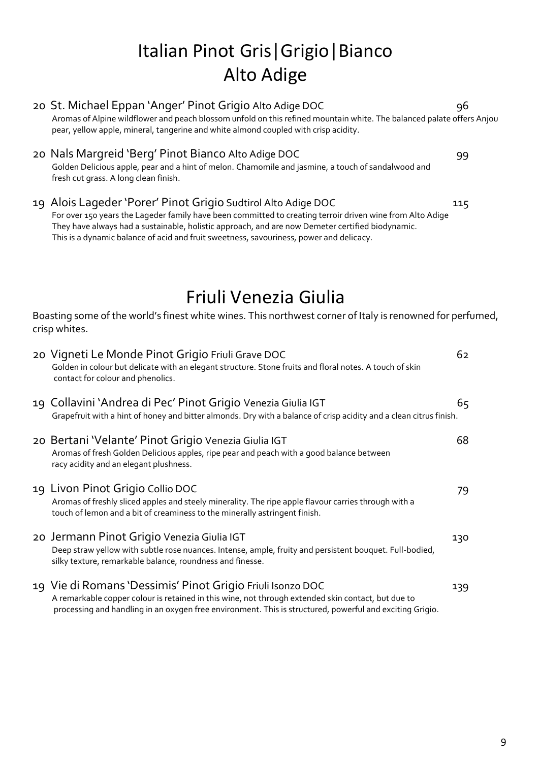# Italian Pinot Gris|Grigio|Bianco
## Alto Adige

**20 St. Michael Eppan 'Anger' Pinot Grigio** Alto Adige DOC — 96
Aromas of Alpine wildflower and peach blossom unfold on this refined mountain white. The balanced palate offers Anjou pear, yellow apple, mineral, tangerine and white almond coupled with crisp acidity.

**20 Nals Margreid 'Berg' Pinot Bianco** Alto Adige DOC — 99
Golden Delicious apple, pear and a hint of melon. Chamomile and jasmine, a touch of sandalwood and fresh cut grass. A long clean finish.

**19 Alois Lageder 'Porer' Pinot Grigio** Sudtirol Alto Adige DOC — 115
For over 150 years the Lageder family have been committed to creating terroir driven wine from Alto Adige They have always had a sustainable, holistic approach, and are now Demeter certified biodynamic. This is a dynamic balance of acid and fruit sweetness, savouriness, power and delicacy.

## Friuli Venezia Giulia

Boasting some of the world's finest white wines. This northwest corner of Italy is renowned for perfumed, crisp whites.

**20 Vigneti Le Monde Pinot Grigio** Friuli Grave DOC — 62
Golden in colour but delicate with an elegant structure. Stone fruits and floral notes. A touch of skin contact for colour and phenolics.

**19 Collavini 'Andrea di Pec' Pinot Grigio** Venezia Giulia IGT — 65
Grapefruit with a hint of honey and bitter almonds. Dry with a balance of crisp acidity and a clean citrus finish.

**20 Bertani 'Velante' Pinot Grigio** Venezia Giulia IGT — 68
Aromas of fresh Golden Delicious apples, ripe pear and peach with a good balance between racy acidity and an elegant plushness.

**19 Livon Pinot Grigio** Collio DOC — 79
Aromas of freshly sliced apples and steely minerality. The ripe apple flavour carries through with a touch of lemon and a bit of creaminess to the minerally astringent finish.

**20 Jermann Pinot Grigio** Venezia Giulia IGT — 130
Deep straw yellow with subtle rose nuances. Intense, ample, fruity and persistent bouquet. Full-bodied, silky texture, remarkable balance, roundness and finesse.

**19 Vie di Romans 'Dessimis' Pinot Grigio** Friuli Isonzo DOC — 139
A remarkable copper colour is retained in this wine, not through extended skin contact, but due to processing and handling in an oxygen free environment. This is structured, powerful and exciting Grigio.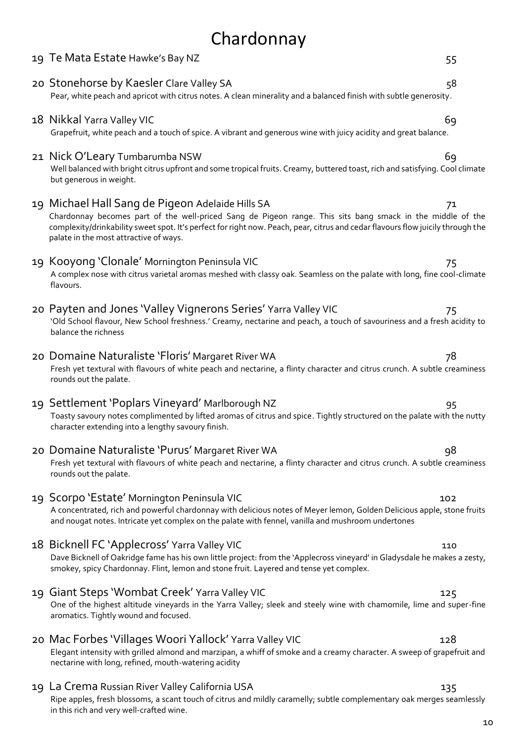# Chardonnay

**19 Te Mata Estate** Hawke's Bay NZ — 55

**20 Stonehorse by Kaesler** Clare Valley SA — 58
Pear, white peach and apricot with citrus notes. A clean minerality and a balanced finish with subtle generosity.

**18 Nikkal** Yarra Valley VIC — 69
Grapefruit, white peach and a touch of spice. A vibrant and generous wine with juicy acidity and great balance.

**21 Nick O'Leary** Tumbarumba NSW — 69
Well balanced with bright citrus upfront and some tropical fruits. Creamy, buttered toast, rich and satisfying. Cool climate but generous in weight.

**19 Michael Hall Sang de Pigeon** Adelaide Hills SA — 71
Chardonnay becomes part of the well-priced Sang de Pigeon range. This sits bang smack in the middle of the complexity/drinkability sweet spot. It's perfect for right now. Peach, pear, citrus and cedar flavours flow juicily through the palate in the most attractive of ways.

**19 Kooyong 'Clonale'** Mornington Peninsula VIC — 75
A complex nose with citrus varietal aromas meshed with classy oak. Seamless on the palate with long, fine cool-climate flavours.

**20 Payten and Jones 'Valley Vignerons Series'** Yarra Valley VIC — 75
'Old School flavour, New School freshness.' Creamy, nectarine and peach, a touch of savouriness and a fresh acidity to balance the richness

**20 Domaine Naturaliste 'Floris'** Margaret River WA — 78
Fresh yet textural with flavours of white peach and nectarine, a flinty character and citrus crunch. A subtle creaminess rounds out the palate.

**19 Settlement 'Poplars Vineyard'** Marlborough NZ — 95
Toasty savoury notes complimented by lifted aromas of citrus and spice. Tightly structured on the palate with the nutty character extending into a lengthy savoury finish.

**20 Domaine Naturaliste 'Purus'** Margaret River WA — 98
Fresh yet textural with flavours of white peach and nectarine, a flinty character and citrus crunch. A subtle creaminess rounds out the palate.

**19 Scorpo 'Estate'** Mornington Peninsula VIC — 102
A concentrated, rich and powerful chardonnay with delicious notes of Meyer lemon, Golden Delicious apple, stone fruits and nougat notes. Intricate yet complex on the palate with fennel, vanilla and mushroom undertones

**18 Bicknell FC 'Applecross'** Yarra Valley VIC — 110
Dave Bicknell of Oakridge fame has his own little project: from the 'Applecross vineyard' in Gladysdale he makes a zesty, smokey, spicy Chardonnay. Flint, lemon and stone fruit. Layered and tense yet complex.

**19 Giant Steps 'Wombat Creek'** Yarra Valley VIC — 125
One of the highest altitude vineyards in the Yarra Valley; sleek and steely wine with chamomile, lime and super-fine aromatics. Tightly wound and focused.

**20 Mac Forbes 'Villages Woori Yallock'** Yarra Valley VIC — 128
Elegant intensity with grilled almond and marzipan, a whiff of smoke and a creamy character. A sweep of grapefruit and nectarine with long, refined, mouth-watering acidity

**19 La Crema** Russian River Valley California USA — 135
Ripe apples, fresh blossoms, a scant touch of citrus and mildly caramelly; subtle complementary oak merges seamlessly in this rich and very well-crafted wine.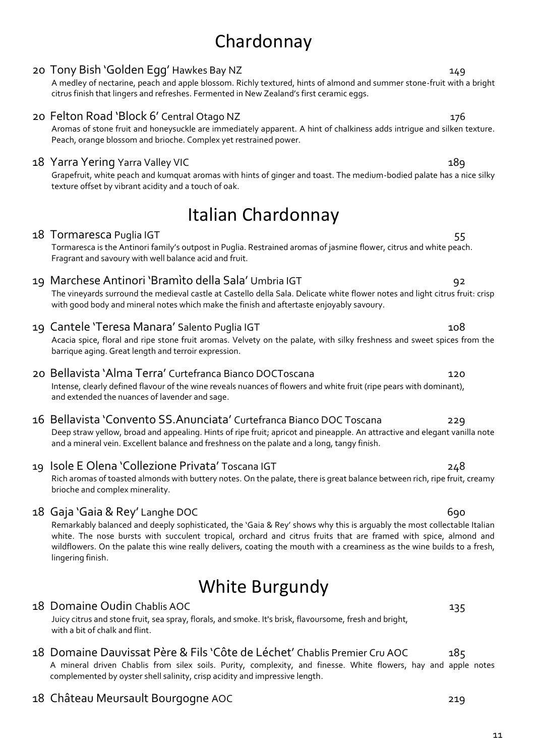# Chardonnay

**20 Tony Bish 'Golden Egg'** Hawkes Bay NZ — 149

A medley of nectarine, peach and apple blossom. Richly textured, hints of almond and summer stone-fruit with a bright citrus finish that lingers and refreshes. Fermented in New Zealand's first ceramic eggs.

**20 Felton Road 'Block 6'** Central Otago NZ — 176

Aromas of stone fruit and honeysuckle are immediately apparent. A hint of chalkiness adds intrigue and silken texture. Peach, orange blossom and brioche. Complex yet restrained power.

**18 Yarra Yering** Yarra Valley VIC — 189

Grapefruit, white peach and kumquat aromas with hints of ginger and toast. The medium-bodied palate has a nice silky texture offset by vibrant acidity and a touch of oak.

# Italian Chardonnay

**18 Tormaresca** Puglia IGT — 55

Tormaresca is the Antinori family's outpost in Puglia. Restrained aromas of jasmine flower, citrus and white peach. Fragrant and savoury with well balance acid and fruit.

**19 Marchese Antinori 'Bramìto della Sala'** Umbria IGT — 92

The vineyards surround the medieval castle at Castello della Sala. Delicate white flower notes and light citrus fruit: crisp with good body and mineral notes which make the finish and aftertaste enjoyably savoury.

**19 Cantele 'Teresa Manara'** Salento Puglia IGT — 108

Acacia spice, floral and ripe stone fruit aromas. Velvety on the palate, with silky freshness and sweet spices from the barrique aging. Great length and terroir expression.

**20 Bellavista 'Alma Terra'** Curtefranca Bianco DOCToscana — 120

Intense, clearly defined flavour of the wine reveals nuances of flowers and white fruit (ripe pears with dominant), and extended the nuances of lavender and sage.

**16 Bellavista 'Convento SS.Anunciata'** Curtefranca Bianco DOC Toscana — 229

Deep straw yellow, broad and appealing. Hints of ripe fruit; apricot and pineapple. An attractive and elegant vanilla note and a mineral vein. Excellent balance and freshness on the palate and a long, tangy finish.

**19 Isole E Olena 'Collezione Privata'** Toscana IGT — 248

Rich aromas of toasted almonds with buttery notes. On the palate, there is great balance between rich, ripe fruit, creamy brioche and complex minerality.

**18 Gaja 'Gaia & Rey'** Langhe DOC — 690

Remarkably balanced and deeply sophisticated, the 'Gaia & Rey' shows why this is arguably the most collectable Italian white. The nose bursts with succulent tropical, orchard and citrus fruits that are framed with spice, almond and wildflowers. On the palate this wine really delivers, coating the mouth with a creaminess as the wine builds to a fresh, lingering finish.

# White Burgundy

**18 Domaine Oudin** Chablis AOC — 135

Juicy citrus and stone fruit, sea spray, florals, and smoke. It's brisk, flavoursome, fresh and bright, with a bit of chalk and flint.

**18 Domaine Dauvissat Père & Fils 'Côte de Léchet'** Chablis Premier Cru AOC — 185

A mineral driven Chablis from silex soils. Purity, complexity, and finesse. White flowers, hay and apple notes complemented by oyster shell salinity, crisp acidity and impressive length.

**18 Château Meursault Bourgogne** AOC — 219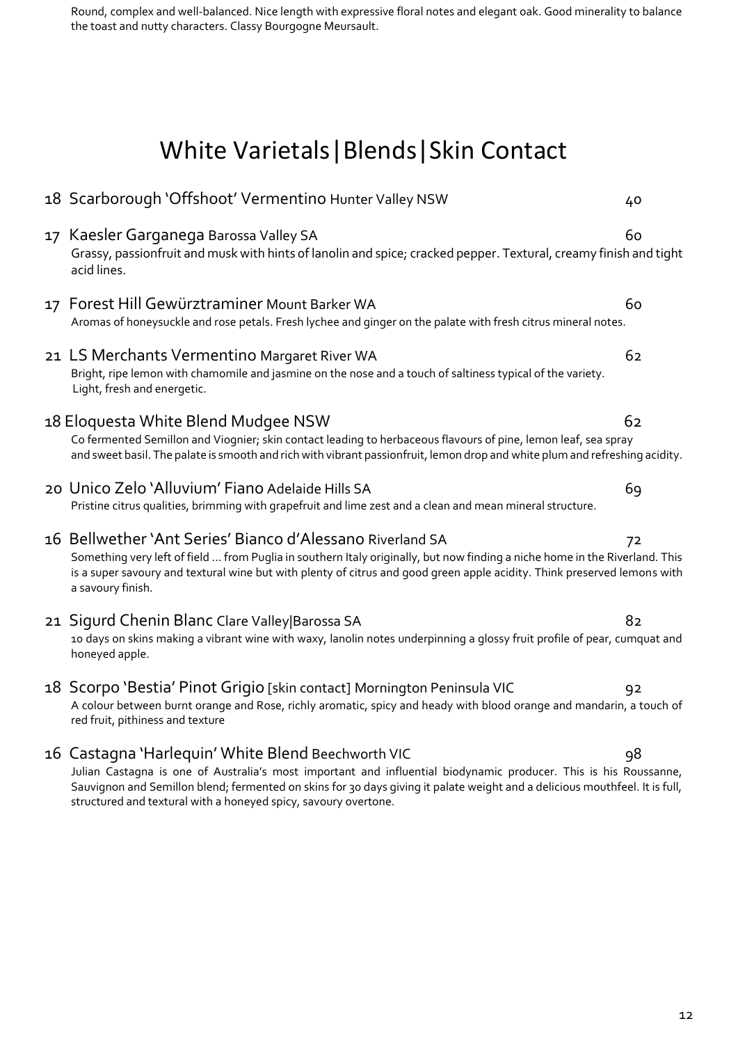Round, complex and well-balanced. Nice length with expressive floral notes and elegant oak. Good minerality to balance the toast and nutty characters. Classy Bourgogne Meursault.

# White Varietals|Blends|Skin Contact

18 Scarborough 'Offshoot' Vermentino Hunter Valley NSW — 40

17 Kaesler Garganega Barossa Valley SA — 60
Grassy, passionfruit and musk with hints of lanolin and spice; cracked pepper. Textural, creamy finish and tight acid lines.

17 Forest Hill Gewürztraminer Mount Barker WA — 60
Aromas of honeysuckle and rose petals. Fresh lychee and ginger on the palate with fresh citrus mineral notes.

21 LS Merchants Vermentino Margaret River WA — 62
Bright, ripe lemon with chamomile and jasmine on the nose and a touch of saltiness typical of the variety. Light, fresh and energetic.

18 Eloquesta White Blend Mudgee NSW — 62
Co fermented Semillon and Viognier; skin contact leading to herbaceous flavours of pine, lemon leaf, sea spray and sweet basil. The palate is smooth and rich with vibrant passionfruit, lemon drop and white plum and refreshing acidity.

20 Unico Zelo 'Alluvium' Fiano Adelaide Hills SA — 69
Pristine citrus qualities, brimming with grapefruit and lime zest and a clean and mean mineral structure.

16 Bellwether 'Ant Series' Bianco d'Alessano Riverland SA — 72
Something very left of field … from Puglia in southern Italy originally, but now finding a niche home in the Riverland. This is a super savoury and textural wine but with plenty of citrus and good green apple acidity. Think preserved lemons with a savoury finish.

21 Sigurd Chenin Blanc Clare Valley|Barossa SA — 82
10 days on skins making a vibrant wine with waxy, lanolin notes underpinning a glossy fruit profile of pear, cumquat and honeyed apple.

18 Scorpo 'Bestia' Pinot Grigio [skin contact] Mornington Peninsula VIC — 92
A colour between burnt orange and Rose, richly aromatic, spicy and heady with blood orange and mandarin, a touch of red fruit, pithiness and texture

16 Castagna 'Harlequin' White Blend Beechworth VIC — 98
Julian Castagna is one of Australia's most important and influential biodynamic producer. This is his Roussanne, Sauvignon and Semillon blend; fermented on skins for 30 days giving it palate weight and a delicious mouthfeel. It is full, structured and textural with a honeyed spicy, savoury overtone.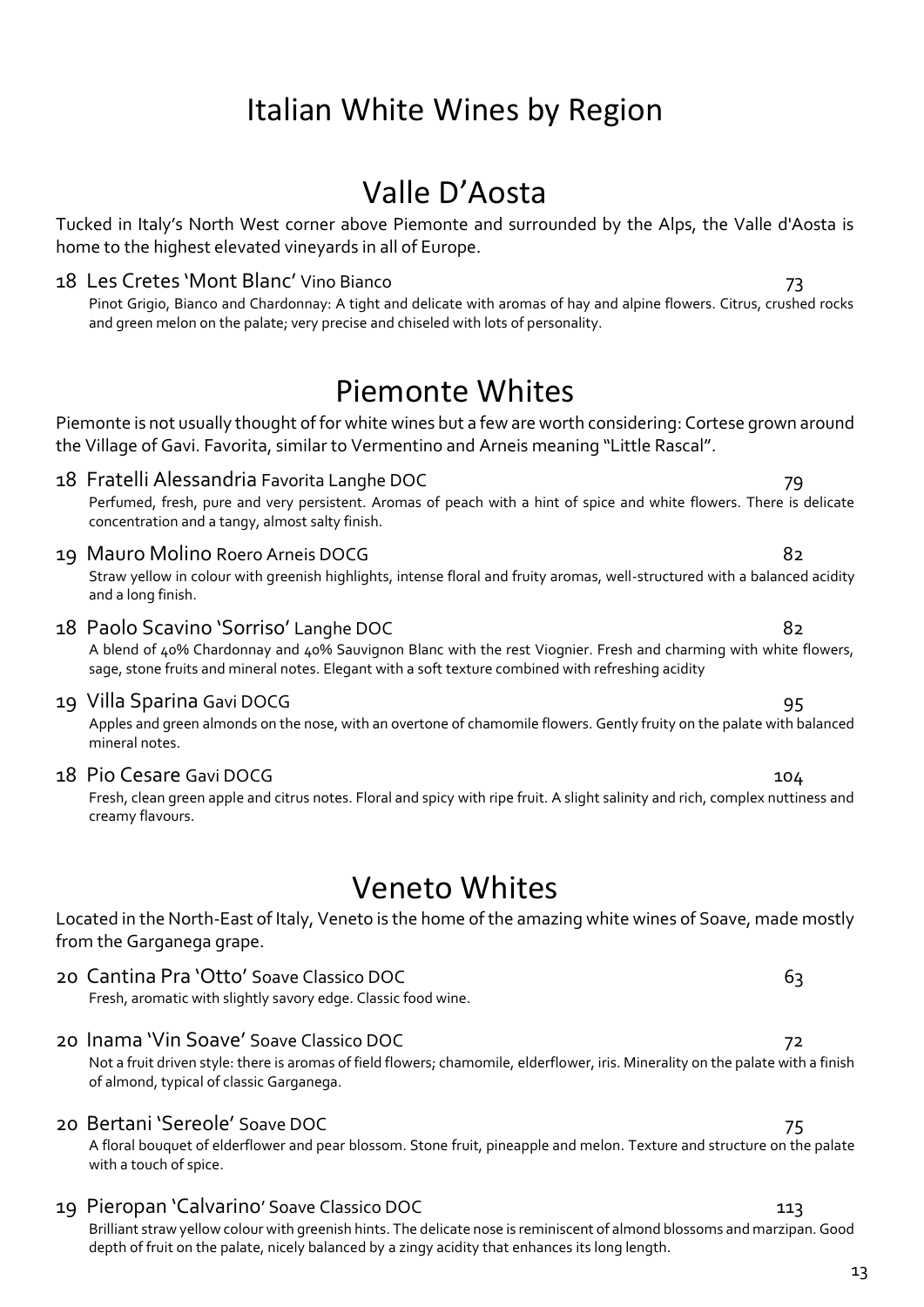# Italian White Wines by Region

## Valle D'Aosta

Tucked in Italy's North West corner above Piemonte and surrounded by the Alps, the Valle d'Aosta is home to the highest elevated vineyards in all of Europe.

**18 Les Cretes 'Mont Blanc'** Vino Bianco — 73

Pinot Grigio, Bianco and Chardonnay: A tight and delicate with aromas of hay and alpine flowers. Citrus, crushed rocks and green melon on the palate; very precise and chiseled with lots of personality.

## Piemonte Whites

Piemonte is not usually thought of for white wines but a few are worth considering: Cortese grown around the Village of Gavi. Favorita, similar to Vermentino and Arneis meaning "Little Rascal".

**18 Fratelli Alessandria** Favorita Langhe DOC — 79

Perfumed, fresh, pure and very persistent. Aromas of peach with a hint of spice and white flowers. There is delicate concentration and a tangy, almost salty finish.

**19 Mauro Molino** Roero Arneis DOCG — 82

Straw yellow in colour with greenish highlights, intense floral and fruity aromas, well-structured with a balanced acidity and a long finish.

**18 Paolo Scavino 'Sorriso'** Langhe DOC — 82

A blend of 40% Chardonnay and 40% Sauvignon Blanc with the rest Viognier. Fresh and charming with white flowers, sage, stone fruits and mineral notes. Elegant with a soft texture combined with refreshing acidity

**19 Villa Sparina** Gavi DOCG — 95

Apples and green almonds on the nose, with an overtone of chamomile flowers. Gently fruity on the palate with balanced mineral notes.

**18 Pio Cesare** Gavi DOCG — 104

Fresh, clean green apple and citrus notes. Floral and spicy with ripe fruit. A slight salinity and rich, complex nuttiness and creamy flavours.

## Veneto Whites

Located in the North-East of Italy, Veneto is the home of the amazing white wines of Soave, made mostly from the Garganega grape.

**20 Cantina Pra 'Otto'** Soave Classico DOC — 63

Fresh, aromatic with slightly savory edge. Classic food wine.

**20 Inama 'Vin Soave'** Soave Classico DOC — 72

Not a fruit driven style: there is aromas of field flowers; chamomile, elderflower, iris. Minerality on the palate with a finish of almond, typical of classic Garganega.

**20 Bertani 'Sereole'** Soave DOC — 75

A floral bouquet of elderflower and pear blossom. Stone fruit, pineapple and melon. Texture and structure on the palate with a touch of spice.

**19 Pieropan 'Calvarino'** Soave Classico DOC — 113

Brilliant straw yellow colour with greenish hints. The delicate nose is reminiscent of almond blossoms and marzipan. Good depth of fruit on the palate, nicely balanced by a zingy acidity that enhances its long length.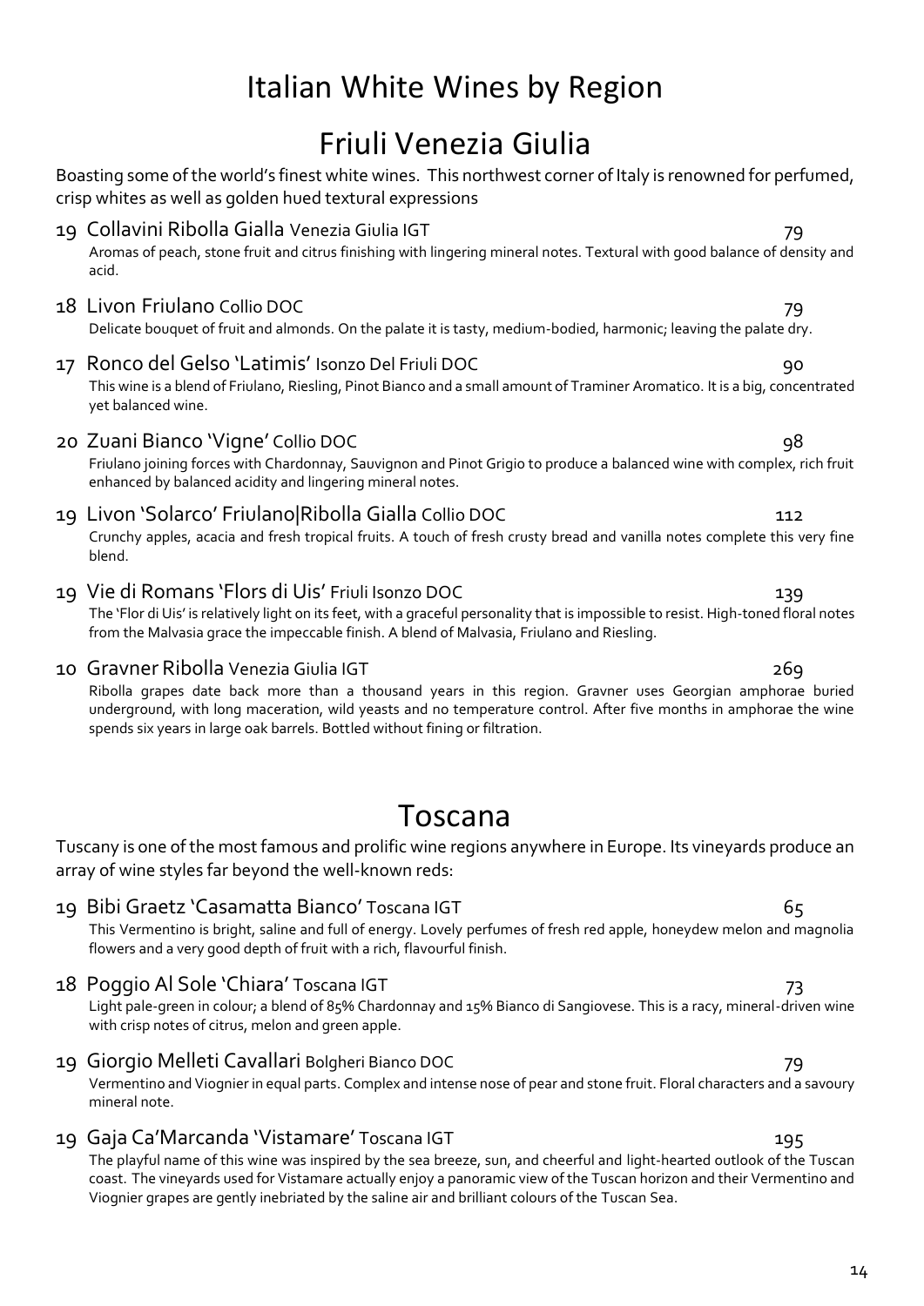# Italian White Wines by Region

## Friuli Venezia Giulia

Boasting some of the world's finest white wines. This northwest corner of Italy is renowned for perfumed, crisp whites as well as golden hued textural expressions

**19 Collavini Ribolla Gialla** Venezia Giulia IGT — 79

Aromas of peach, stone fruit and citrus finishing with lingering mineral notes. Textural with good balance of density and acid.

**18 Livon Friulano** Collio DOC — 79

Delicate bouquet of fruit and almonds. On the palate it is tasty, medium-bodied, harmonic; leaving the palate dry.

**17 Ronco del Gelso 'Latimis'** Isonzo Del Friuli DOC — 90

This wine is a blend of Friulano, Riesling, Pinot Bianco and a small amount of Traminer Aromatico. It is a big, concentrated yet balanced wine.

**20 Zuani Bianco 'Vigne'** Collio DOC — 98

Friulano joining forces with Chardonnay, Sauvignon and Pinot Grigio to produce a balanced wine with complex, rich fruit enhanced by balanced acidity and lingering mineral notes.

**19 Livon 'Solarco' Friulano|Ribolla Gialla** Collio DOC — 112

Crunchy apples, acacia and fresh tropical fruits. A touch of fresh crusty bread and vanilla notes complete this very fine blend.

**19 Vie di Romans 'Flors di Uis'** Friuli Isonzo DOC — 139

The 'Flor di Uis' is relatively light on its feet, with a graceful personality that is impossible to resist. High-toned floral notes from the Malvasia grace the impeccable finish. A blend of Malvasia, Friulano and Riesling.

**10 Gravner Ribolla** Venezia Giulia IGT — 269

Ribolla grapes date back more than a thousand years in this region. Gravner uses Georgian amphorae buried underground, with long maceration, wild yeasts and no temperature control. After five months in amphorae the wine spends six years in large oak barrels. Bottled without fining or filtration.

## Toscana

Tuscany is one of the most famous and prolific wine regions anywhere in Europe. Its vineyards produce an array of wine styles far beyond the well-known reds:

**19 Bibi Graetz 'Casamatta Bianco'** Toscana IGT — 65

This Vermentino is bright, saline and full of energy. Lovely perfumes of fresh red apple, honeydew melon and magnolia flowers and a very good depth of fruit with a rich, flavourful finish.

**18 Poggio Al Sole 'Chiara'** Toscana IGT — 73

Light pale-green in colour; a blend of 85% Chardonnay and 15% Bianco di Sangiovese. This is a racy, mineral-driven wine with crisp notes of citrus, melon and green apple.

**19 Giorgio Melleti Cavallari** Bolgheri Bianco DOC — 79

Vermentino and Viognier in equal parts. Complex and intense nose of pear and stone fruit. Floral characters and a savoury mineral note.

**19 Gaja Ca'Marcanda 'Vistamare'** Toscana IGT — 195

The playful name of this wine was inspired by the sea breeze, sun, and cheerful and light-hearted outlook of the Tuscan coast. The vineyards used for Vistamare actually enjoy a panoramic view of the Tuscan horizon and their Vermentino and Viognier grapes are gently inebriated by the saline air and brilliant colours of the Tuscan Sea.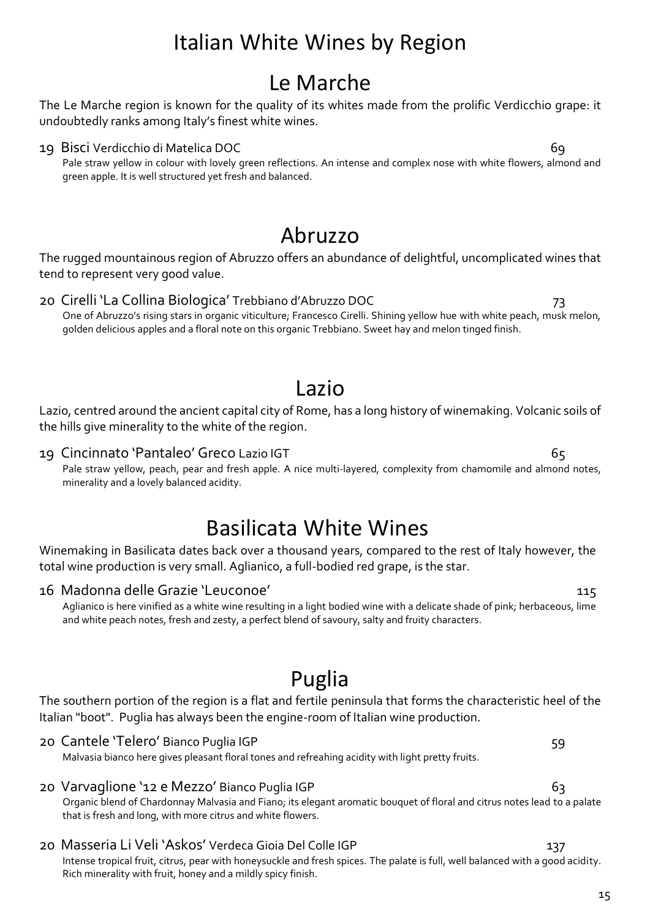# Italian White Wines by Region

## Le Marche

The Le Marche region is known for the quality of its whites made from the prolific Verdicchio grape: it undoubtedly ranks among Italy's finest white wines.

19 Bisci Verdicchio di Matelica DOC 69

Pale straw yellow in colour with lovely green reflections. An intense and complex nose with white flowers, almond and green apple. It is well structured yet fresh and balanced.

## Abruzzo

The rugged mountainous region of Abruzzo offers an abundance of delightful, uncomplicated wines that tend to represent very good value.

20 Cirelli 'La Collina Biologica' Trebbiano d'Abruzzo DOC 73

One of Abruzzo's rising stars in organic viticulture; Francesco Cirelli. Shining yellow hue with white peach, musk melon, golden delicious apples and a floral note on this organic Trebbiano. Sweet hay and melon tinged finish.

## Lazio

Lazio, centred around the ancient capital city of Rome, has a long history of winemaking. Volcanic soils of the hills give minerality to the white of the region.

19 Cincinnato 'Pantaleo' Greco Lazio IGT 65

Pale straw yellow, peach, pear and fresh apple. A nice multi-layered, complexity from chamomile and almond notes, minerality and a lovely balanced acidity.

## Basilicata White Wines

Winemaking in Basilicata dates back over a thousand years, compared to the rest of Italy however, the total wine production is very small. Aglianico, a full-bodied red grape, is the star.

16 Madonna delle Grazie 'Leuconoe' 115

Aglianico is here vinified as a white wine resulting in a light bodied wine with a delicate shade of pink; herbaceous, lime and white peach notes, fresh and zesty, a perfect blend of savoury, salty and fruity characters.

## Puglia

The southern portion of the region is a flat and fertile peninsula that forms the characteristic heel of the Italian "boot". Puglia has always been the engine-room of Italian wine production.

20 Cantele 'Telero' Bianco Puglia IGP 59

Malvasia bianco here gives pleasant floral tones and refreahing acidity with light pretty fruits.

20 Varvaglione '12 e Mezzo' Bianco Puglia IGP 63

Organic blend of Chardonnay Malvasia and Fiano; its elegant aromatic bouquet of floral and citrus notes lead to a palate that is fresh and long, with more citrus and white flowers.

20 Masseria Li Veli 'Askos' Verdeca Gioia Del Colle IGP 137

Intense tropical fruit, citrus, pear with honeysuckle and fresh spices. The palate is full, well balanced with a good acidity. Rich minerality with fruit, honey and a mildly spicy finish.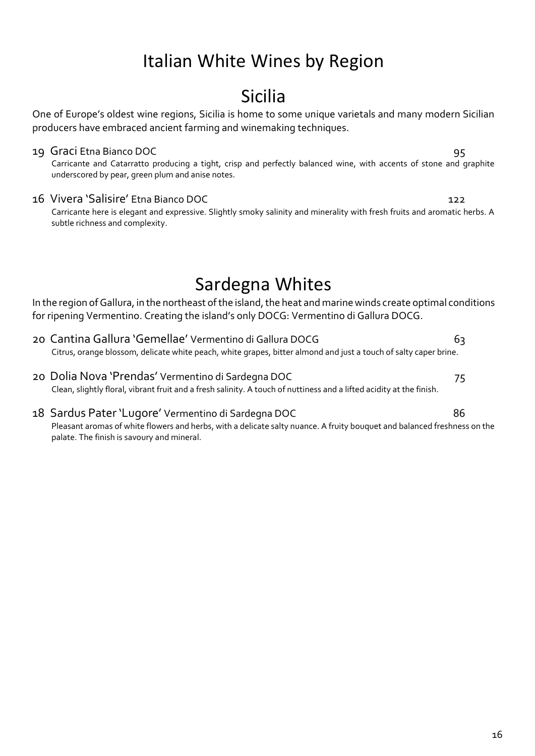# Italian White Wines by Region

## Sicilia

One of Europe's oldest wine regions, Sicilia is home to some unique varietals and many modern Sicilian producers have embraced ancient farming and winemaking techniques.

**19 Graci** Etna Bianco DOC — 95

Carricante and Catarratto producing a tight, crisp and perfectly balanced wine, with accents of stone and graphite underscored by pear, green plum and anise notes.

**16 Vivera 'Salisire'** Etna Bianco DOC — 122

Carricante here is elegant and expressive. Slightly smoky salinity and minerality with fresh fruits and aromatic herbs. A subtle richness and complexity.

## Sardegna Whites

In the region of Gallura, in the northeast of the island, the heat and marine winds create optimal conditions for ripening Vermentino. Creating the island's only DOCG: Vermentino di Gallura DOCG.

**20 Cantina Gallura 'Gemellae'** Vermentino di Gallura DOCG — 63

Citrus, orange blossom, delicate white peach, white grapes, bitter almond and just a touch of salty caper brine.

**20 Dolia Nova 'Prendas'** Vermentino di Sardegna DOC — 75

Clean, slightly floral, vibrant fruit and a fresh salinity. A touch of nuttiness and a lifted acidity at the finish.

**18 Sardus Pater 'Lugore'** Vermentino di Sardegna DOC — 86

Pleasant aromas of white flowers and herbs, with a delicate salty nuance. A fruity bouquet and balanced freshness on the palate. The finish is savoury and mineral.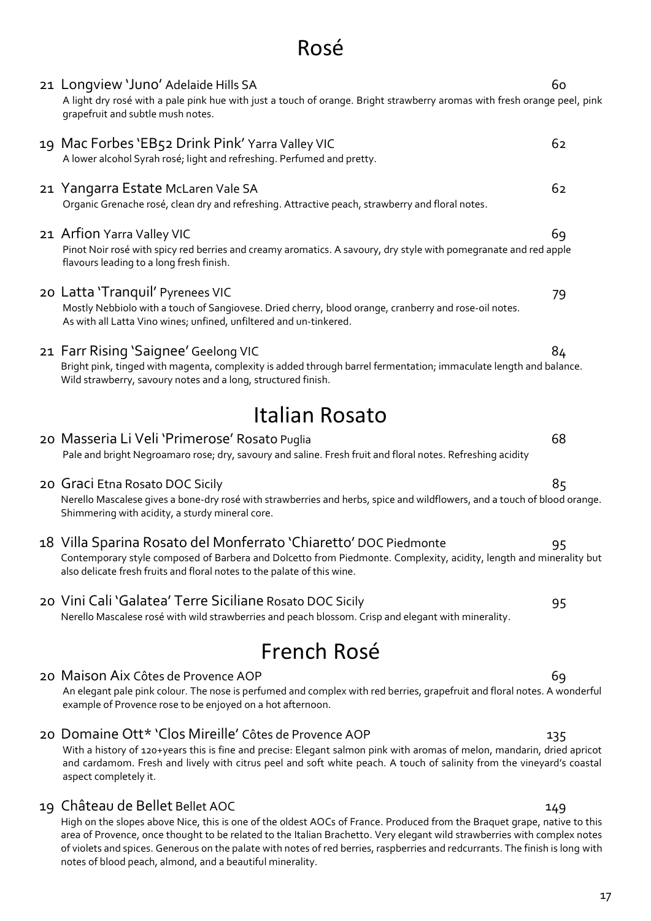# Rosé

**21 Longview 'Juno'** Adelaide Hills SA — 60

A light dry rosé with a pale pink hue with just a touch of orange. Bright strawberry aromas with fresh orange peel, pink grapefruit and subtle mush notes.

**19 Mac Forbes 'EB52 Drink Pink'** Yarra Valley VIC — 62

A lower alcohol Syrah rosé; light and refreshing. Perfumed and pretty.

**21 Yangarra Estate** McLaren Vale SA — 62

Organic Grenache rosé, clean dry and refreshing. Attractive peach, strawberry and floral notes.

**21 Arfion** Yarra Valley VIC — 69

Pinot Noir rosé with spicy red berries and creamy aromatics. A savoury, dry style with pomegranate and red apple flavours leading to a long fresh finish.

**20 Latta 'Tranquil'** Pyrenees VIC — 79

Mostly Nebbiolo with a touch of Sangiovese. Dried cherry, blood orange, cranberry and rose-oil notes. As with all Latta Vino wines; unfined, unfiltered and un-tinkered.

**21 Farr Rising 'Saignee'** Geelong VIC — 84

Bright pink, tinged with magenta, complexity is added through barrel fermentation; immaculate length and balance. Wild strawberry, savoury notes and a long, structured finish.

# Italian Rosato

**20 Masseria Li Veli 'Primerose'** Rosato Puglia — 68

Pale and bright Negroamaro rose; dry, savoury and saline. Fresh fruit and floral notes. Refreshing acidity

**20 Graci** Etna Rosato DOC Sicily — 85

Nerello Mascalese gives a bone-dry rosé with strawberries and herbs, spice and wildflowers, and a touch of blood orange. Shimmering with acidity, a sturdy mineral core.

**18 Villa Sparina Rosato del Monferrato 'Chiaretto'** DOC Piedmonte — 95

Contemporary style composed of Barbera and Dolcetto from Piedmonte. Complexity, acidity, length and minerality but also delicate fresh fruits and floral notes to the palate of this wine.

**20 Vini Cali 'Galatea' Terre Siciliane** Rosato DOC Sicily — 95

Nerello Mascalese rosé with wild strawberries and peach blossom. Crisp and elegant with minerality.

# French Rosé

**20 Maison Aix** Côtes de Provence AOP — 69

An elegant pale pink colour. The nose is perfumed and complex with red berries, grapefruit and floral notes. A wonderful example of Provence rose to be enjoyed on a hot afternoon.

**20 Domaine Ott* 'Clos Mireille'** Côtes de Provence AOP — 135

With a history of 120+years this is fine and precise: Elegant salmon pink with aromas of melon, mandarin, dried apricot and cardamom. Fresh and lively with citrus peel and soft white peach. A touch of salinity from the vineyard's coastal aspect completely it.

**19 Château de Bellet** Bellet AOC — 149

High on the slopes above Nice, this is one of the oldest AOCs of France. Produced from the Braquet grape, native to this area of Provence, once thought to be related to the Italian Brachetto. Very elegant wild strawberries with complex notes of violets and spices. Generous on the palate with notes of red berries, raspberries and redcurrants. The finish is long with notes of blood peach, almond, and a beautiful minerality.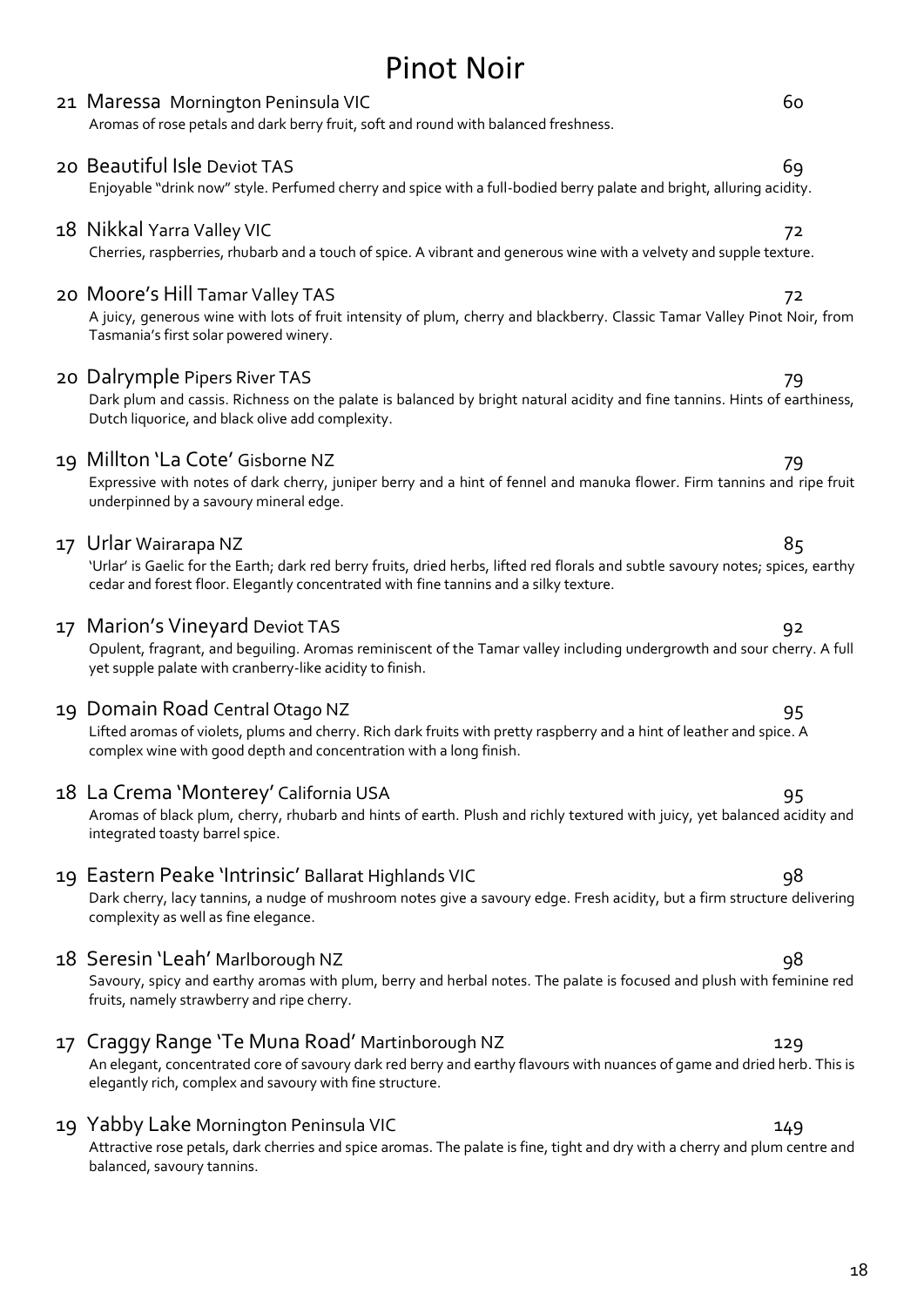# Pinot Noir

**21 Maressa** Mornington Peninsula VIC — 60

Aromas of rose petals and dark berry fruit, soft and round with balanced freshness.

**20 Beautiful Isle** Deviot TAS — 69

Enjoyable "drink now" style. Perfumed cherry and spice with a full-bodied berry palate and bright, alluring acidity.

**18 Nikkal** Yarra Valley VIC — 72

Cherries, raspberries, rhubarb and a touch of spice. A vibrant and generous wine with a velvety and supple texture.

**20 Moore's Hill** Tamar Valley TAS — 72

A juicy, generous wine with lots of fruit intensity of plum, cherry and blackberry. Classic Tamar Valley Pinot Noir, from Tasmania's first solar powered winery.

**20 Dalrymple** Pipers River TAS — 79

Dark plum and cassis. Richness on the palate is balanced by bright natural acidity and fine tannins. Hints of earthiness, Dutch liquorice, and black olive add complexity.

**19 Millton 'La Cote'** Gisborne NZ — 79

Expressive with notes of dark cherry, juniper berry and a hint of fennel and manuka flower. Firm tannins and ripe fruit underpinned by a savoury mineral edge.

**17 Urlar** Wairarapa NZ — 85

'Urlar' is Gaelic for the Earth; dark red berry fruits, dried herbs, lifted red florals and subtle savoury notes; spices, earthy cedar and forest floor. Elegantly concentrated with fine tannins and a silky texture.

**17 Marion's Vineyard** Deviot TAS — 92

Opulent, fragrant, and beguiling. Aromas reminiscent of the Tamar valley including undergrowth and sour cherry. A full yet supple palate with cranberry-like acidity to finish.

**19 Domain Road** Central Otago NZ — 95

Lifted aromas of violets, plums and cherry. Rich dark fruits with pretty raspberry and a hint of leather and spice. A complex wine with good depth and concentration with a long finish.

**18 La Crema 'Monterey'** California USA — 95

Aromas of black plum, cherry, rhubarb and hints of earth. Plush and richly textured with juicy, yet balanced acidity and integrated toasty barrel spice.

**19 Eastern Peake 'Intrinsic'** Ballarat Highlands VIC — 98

Dark cherry, lacy tannins, a nudge of mushroom notes give a savoury edge. Fresh acidity, but a firm structure delivering complexity as well as fine elegance.

**18 Seresin 'Leah'** Marlborough NZ — 98

Savoury, spicy and earthy aromas with plum, berry and herbal notes. The palate is focused and plush with feminine red fruits, namely strawberry and ripe cherry.

**17 Craggy Range 'Te Muna Road'** Martinborough NZ — 129

An elegant, concentrated core of savoury dark red berry and earthy flavours with nuances of game and dried herb. This is elegantly rich, complex and savoury with fine structure.

**19 Yabby Lake** Mornington Peninsula VIC — 149

Attractive rose petals, dark cherries and spice aromas. The palate is fine, tight and dry with a cherry and plum centre and balanced, savoury tannins.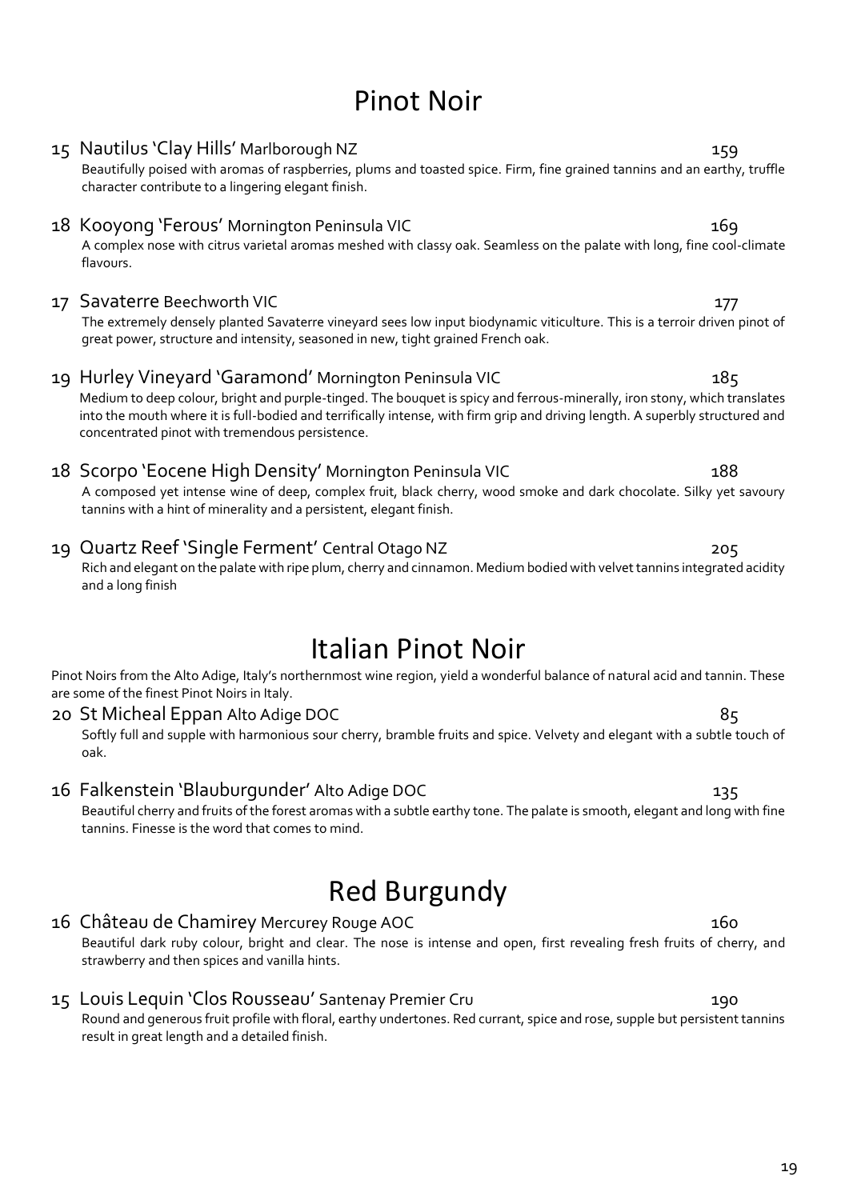# Pinot Noir

15 Nautilus 'Clay Hills' Marlborough NZ 159

Beautifully poised with aromas of raspberries, plums and toasted spice. Firm, fine grained tannins and an earthy, truffle character contribute to a lingering elegant finish.

18 Kooyong 'Ferous' Mornington Peninsula VIC 169

A complex nose with citrus varietal aromas meshed with classy oak. Seamless on the palate with long, fine cool-climate flavours.

17 Savaterre Beechworth VIC 177

The extremely densely planted Savaterre vineyard sees low input biodynamic viticulture. This is a terroir driven pinot of great power, structure and intensity, seasoned in new, tight grained French oak.

19 Hurley Vineyard 'Garamond' Mornington Peninsula VIC 185

Medium to deep colour, bright and purple-tinged. The bouquet is spicy and ferrous-minerally, iron stony, which translates into the mouth where it is full-bodied and terrifically intense, with firm grip and driving length. A superbly structured and concentrated pinot with tremendous persistence.

18 Scorpo 'Eocene High Density' Mornington Peninsula VIC 188

A composed yet intense wine of deep, complex fruit, black cherry, wood smoke and dark chocolate. Silky yet savoury tannins with a hint of minerality and a persistent, elegant finish.

19 Quartz Reef 'Single Ferment' Central Otago NZ 205

Rich and elegant on the palate with ripe plum, cherry and cinnamon. Medium bodied with velvet tannins integrated acidity and a long finish

# Italian Pinot Noir

Pinot Noirs from the Alto Adige, Italy's northernmost wine region, yield a wonderful balance of natural acid and tannin. These are some of the finest Pinot Noirs in Italy.

20 St Micheal Eppan Alto Adige DOC 85

Softly full and supple with harmonious sour cherry, bramble fruits and spice. Velvety and elegant with a subtle touch of oak.

16 Falkenstein 'Blauburgunder' Alto Adige DOC 135

Beautiful cherry and fruits of the forest aromas with a subtle earthy tone. The palate is smooth, elegant and long with fine tannins. Finesse is the word that comes to mind.

# Red Burgundy

16 Château de Chamirey Mercurey Rouge AOC 160

Beautiful dark ruby colour, bright and clear. The nose is intense and open, first revealing fresh fruits of cherry, and strawberry and then spices and vanilla hints.

15 Louis Lequin 'Clos Rousseau' Santenay Premier Cru 190

Round and generous fruit profile with floral, earthy undertones. Red currant, spice and rose, supple but persistent tannins result in great length and a detailed finish.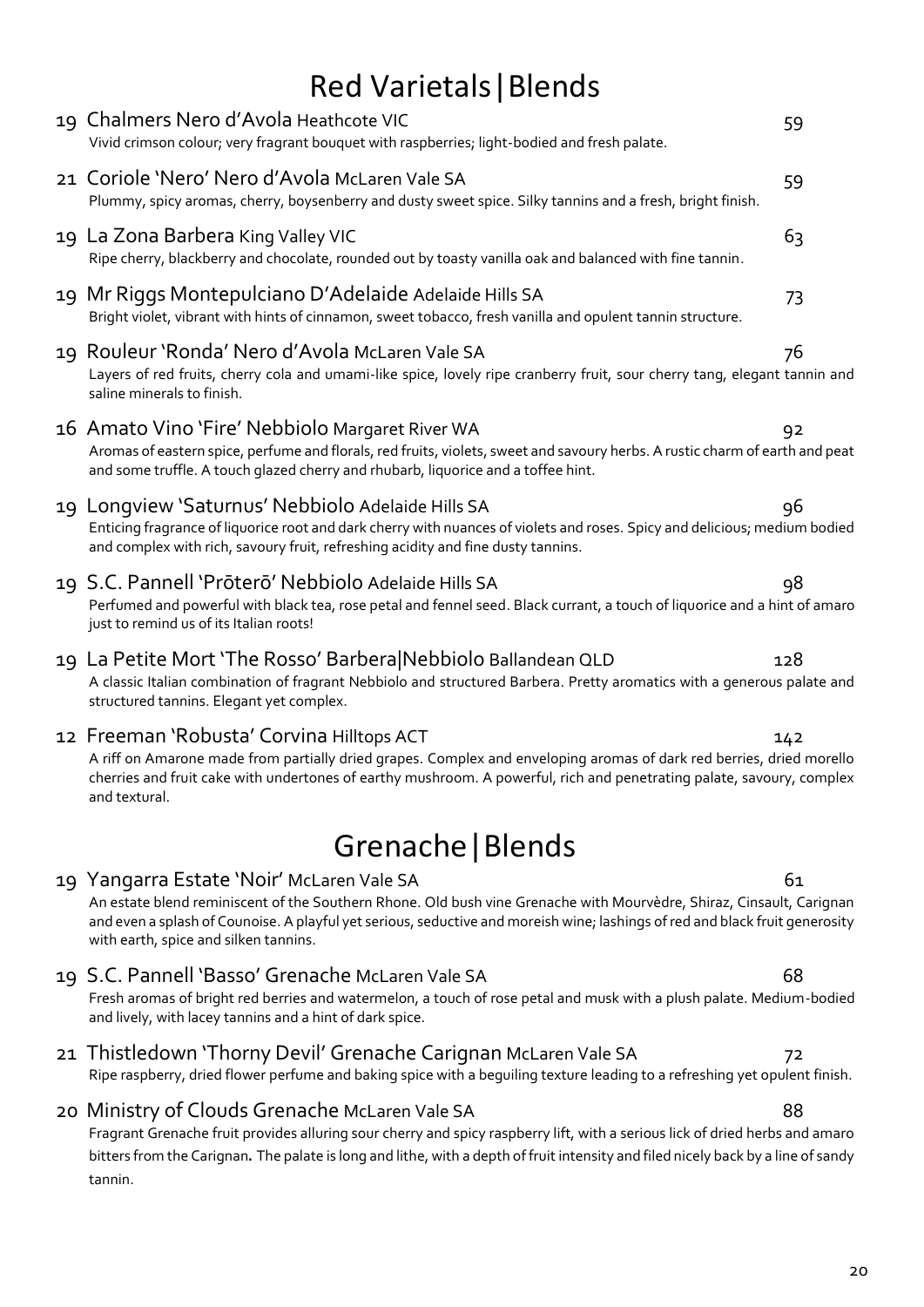# Red Varietals|Blends

**19 Chalmers Nero d'Avola** Heathcote VIC — 59
Vivid crimson colour; very fragrant bouquet with raspberries; light-bodied and fresh palate.

**21 Coriole 'Nero' Nero d'Avola** McLaren Vale SA — 59
Plummy, spicy aromas, cherry, boysenberry and dusty sweet spice. Silky tannins and a fresh, bright finish.

**19 La Zona Barbera** King Valley VIC — 63
Ripe cherry, blackberry and chocolate, rounded out by toasty vanilla oak and balanced with fine tannin.

**19 Mr Riggs Montepulciano D'Adelaide** Adelaide Hills SA — 73
Bright violet, vibrant with hints of cinnamon, sweet tobacco, fresh vanilla and opulent tannin structure.

**19 Rouleur 'Ronda' Nero d'Avola** McLaren Vale SA — 76
Layers of red fruits, cherry cola and umami-like spice, lovely ripe cranberry fruit, sour cherry tang, elegant tannin and saline minerals to finish.

**16 Amato Vino 'Fire' Nebbiolo** Margaret River WA — 92
Aromas of eastern spice, perfume and florals, red fruits, violets, sweet and savoury herbs. A rustic charm of earth and peat and some truffle. A touch glazed cherry and rhubarb, liquorice and a toffee hint.

**19 Longview 'Saturnus' Nebbiolo** Adelaide Hills SA — 96
Enticing fragrance of liquorice root and dark cherry with nuances of violets and roses. Spicy and delicious; medium bodied and complex with rich, savoury fruit, refreshing acidity and fine dusty tannins.

**19 S.C. Pannell 'Prōterō' Nebbiolo** Adelaide Hills SA — 98
Perfumed and powerful with black tea, rose petal and fennel seed. Black currant, a touch of liquorice and a hint of amaro just to remind us of its Italian roots!

**19 La Petite Mort 'The Rosso' Barbera|Nebbiolo** Ballandean QLD — 128
A classic Italian combination of fragrant Nebbiolo and structured Barbera. Pretty aromatics with a generous palate and structured tannins. Elegant yet complex.

**12 Freeman 'Robusta' Corvina** Hilltops ACT — 142
A riff on Amarone made from partially dried grapes. Complex and enveloping aromas of dark red berries, dried morello cherries and fruit cake with undertones of earthy mushroom. A powerful, rich and penetrating palate, savoury, complex and textural.

# Grenache|Blends

**19 Yangarra Estate 'Noir'** McLaren Vale SA — 61
An estate blend reminiscent of the Southern Rhone. Old bush vine Grenache with Mourvèdre, Shiraz, Cinsault, Carignan and even a splash of Counoise. A playful yet serious, seductive and moreish wine; lashings of red and black fruit generosity with earth, spice and silken tannins.

**19 S.C. Pannell 'Basso' Grenache** McLaren Vale SA — 68
Fresh aromas of bright red berries and watermelon, a touch of rose petal and musk with a plush palate. Medium-bodied and lively, with lacey tannins and a hint of dark spice.

**21 Thistledown 'Thorny Devil' Grenache Carignan** McLaren Vale SA — 72
Ripe raspberry, dried flower perfume and baking spice with a beguiling texture leading to a refreshing yet opulent finish.

**20 Ministry of Clouds Grenache** McLaren Vale SA — 88
Fragrant Grenache fruit provides alluring sour cherry and spicy raspberry lift, with a serious lick of dried herbs and amaro bitters from the Carignan. The palate is long and lithe, with a depth of fruit intensity and filed nicely back by a line of sandy tannin.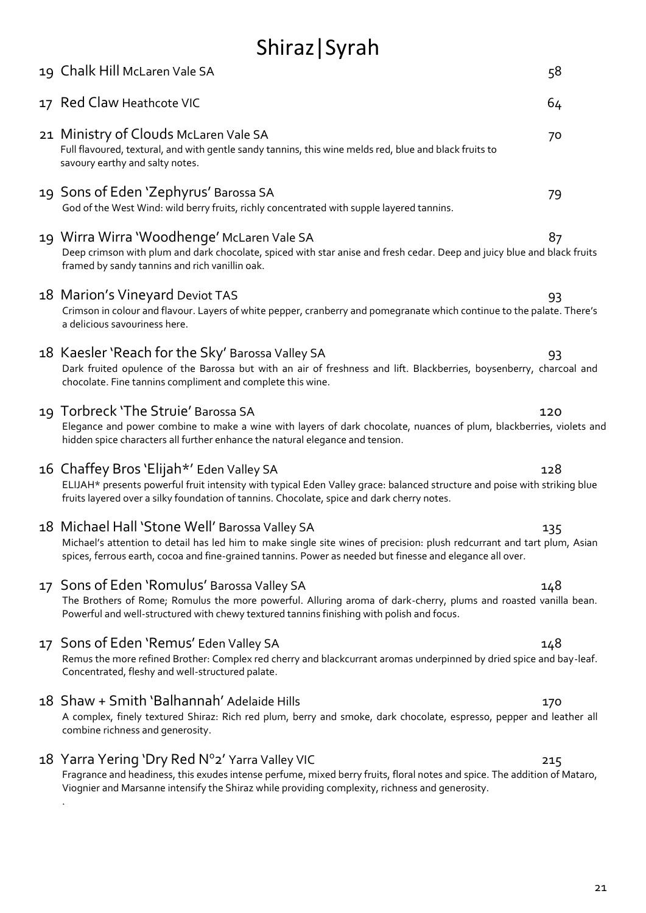# Shiraz|Syrah

19 Chalk Hill McLaren Vale SA — 58

17 Red Claw Heathcote VIC — 64

21 Ministry of Clouds McLaren Vale SA — 70
Full flavoured, textural, and with gentle sandy tannins, this wine melds red, blue and black fruits to savoury earthy and salty notes.

19 Sons of Eden 'Zephyrus' Barossa SA — 79
God of the West Wind: wild berry fruits, richly concentrated with supple layered tannins.

19 Wirra Wirra 'Woodhenge' McLaren Vale SA — 87
Deep crimson with plum and dark chocolate, spiced with star anise and fresh cedar. Deep and juicy blue and black fruits framed by sandy tannins and rich vanillin oak.

18 Marion's Vineyard Deviot TAS — 93
Crimson in colour and flavour. Layers of white pepper, cranberry and pomegranate which continue to the palate. There's a delicious savouriness here.

18 Kaesler 'Reach for the Sky' Barossa Valley SA — 93
Dark fruited opulence of the Barossa but with an air of freshness and lift. Blackberries, boysenberry, charcoal and chocolate. Fine tannins compliment and complete this wine.

19 Torbreck 'The Struie' Barossa SA — 120
Elegance and power combine to make a wine with layers of dark chocolate, nuances of plum, blackberries, violets and hidden spice characters all further enhance the natural elegance and tension.

16 Chaffey Bros 'Elijah*' Eden Valley SA — 128
ELIJAH* presents powerful fruit intensity with typical Eden Valley grace: balanced structure and poise with striking blue fruits layered over a silky foundation of tannins. Chocolate, spice and dark cherry notes.

18 Michael Hall 'Stone Well' Barossa Valley SA — 135
Michael's attention to detail has led him to make single site wines of precision: plush redcurrant and tart plum, Asian spices, ferrous earth, cocoa and fine-grained tannins. Power as needed but finesse and elegance all over.

17 Sons of Eden 'Romulus' Barossa Valley SA — 148
The Brothers of Rome; Romulus the more powerful. Alluring aroma of dark-cherry, plums and roasted vanilla bean. Powerful and well-structured with chewy textured tannins finishing with polish and focus.

17 Sons of Eden 'Remus' Eden Valley SA — 148
Remus the more refined Brother: Complex red cherry and blackcurrant aromas underpinned by dried spice and bay-leaf. Concentrated, fleshy and well-structured palate.

18 Shaw + Smith 'Balhannah' Adelaide Hills — 170
A complex, finely textured Shiraz: Rich red plum, berry and smoke, dark chocolate, espresso, pepper and leather all combine richness and generosity.

18 Yarra Yering 'Dry Red N°2' Yarra Valley VIC — 215
Fragrance and headiness, this exudes intense perfume, mixed berry fruits, floral notes and spice. The addition of Mataro, Viognier and Marsanne intensify the Shiraz while providing complexity, richness and generosity.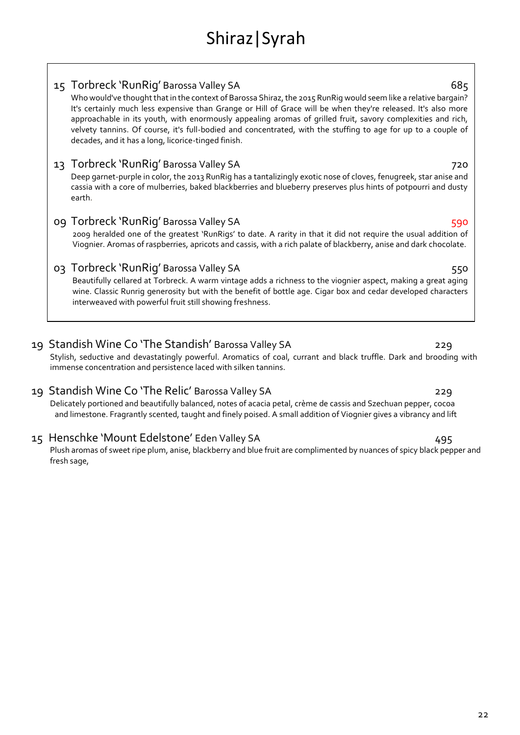# Shiraz|Syrah

**15 Torbreck 'RunRig'** Barossa Valley SA — 685

Who would've thought that in the context of Barossa Shiraz, the 2015 RunRig would seem like a relative bargain? It's certainly much less expensive than Grange or Hill of Grace will be when they're released. It's also more approachable in its youth, with enormously appealing aromas of grilled fruit, savory complexities and rich, velvety tannins. Of course, it's full-bodied and concentrated, with the stuffing to age for up to a couple of decades, and it has a long, licorice-tinged finish.

**13 Torbreck 'RunRig'** Barossa Valley SA — 720

Deep garnet-purple in color, the 2013 RunRig has a tantalizingly exotic nose of cloves, fenugreek, star anise and cassia with a core of mulberries, baked blackberries and blueberry preserves plus hints of potpourri and dusty earth.

**09 Torbreck 'RunRig'** Barossa Valley SA — 590

2009 heralded one of the greatest 'RunRigs' to date. A rarity in that it did not require the usual addition of Viognier. Aromas of raspberries, apricots and cassis, with a rich palate of blackberry, anise and dark chocolate.

**03 Torbreck 'RunRig'** Barossa Valley SA — 550

Beautifully cellared at Torbreck. A warm vintage adds a richness to the viognier aspect, making a great aging wine. Classic Runrig generosity but with the benefit of bottle age. Cigar box and cedar developed characters interweaved with powerful fruit still showing freshness.

**19 Standish Wine Co 'The Standish'** Barossa Valley SA — 229

Stylish, seductive and devastatingly powerful. Aromatics of coal, currant and black truffle. Dark and brooding with immense concentration and persistence laced with silken tannins.

**19 Standish Wine Co 'The Relic'** Barossa Valley SA — 229

Delicately portioned and beautifully balanced, notes of acacia petal, crème de cassis and Szechuan pepper, cocoa and limestone. Fragrantly scented, taught and finely poised. A small addition of Viognier gives a vibrancy and lift

**15 Henschke 'Mount Edelstone'** Eden Valley SA — 495

Plush aromas of sweet ripe plum, anise, blackberry and blue fruit are complimented by nuances of spicy black pepper and fresh sage,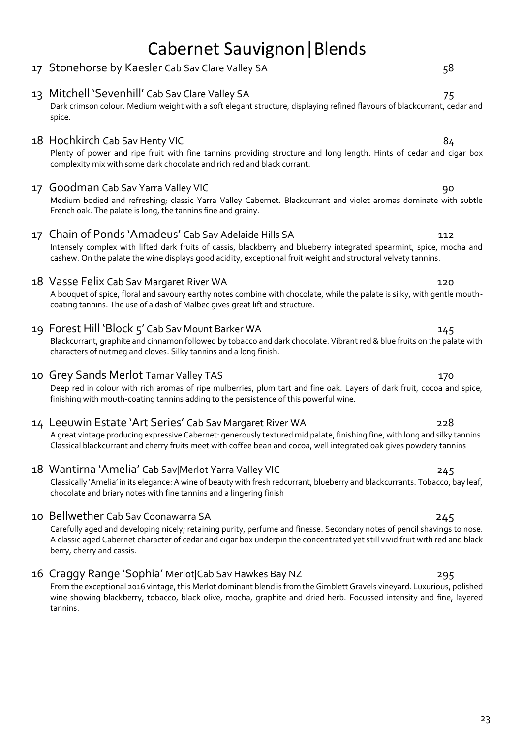# Cabernet Sauvignon|Blends

17 Stonehorse by Kaesler Cab Sav Clare Valley SA 58

13 Mitchell 'Sevenhill' Cab Sav Clare Valley SA 75

Dark crimson colour. Medium weight with a soft elegant structure, displaying refined flavours of blackcurrant, cedar and spice.

18 Hochkirch Cab Sav Henty VIC 84

Plenty of power and ripe fruit with fine tannins providing structure and long length. Hints of cedar and cigar box complexity mix with some dark chocolate and rich red and black currant.

17 Goodman Cab Sav Yarra Valley VIC 90

Medium bodied and refreshing; classic Yarra Valley Cabernet. Blackcurrant and violet aromas dominate with subtle French oak. The palate is long, the tannins fine and grainy.

17 Chain of Ponds 'Amadeus' Cab Sav Adelaide Hills SA 112

Intensely complex with lifted dark fruits of cassis, blackberry and blueberry integrated spearmint, spice, mocha and cashew. On the palate the wine displays good acidity, exceptional fruit weight and structural velvety tannins.

18 Vasse Felix Cab Sav Margaret River WA 120

A bouquet of spice, floral and savoury earthy notes combine with chocolate, while the palate is silky, with gentle mouth-coating tannins. The use of a dash of Malbec gives great lift and structure.

19 Forest Hill 'Block 5' Cab Sav Mount Barker WA 145

Blackcurrant, graphite and cinnamon followed by tobacco and dark chocolate. Vibrant red & blue fruits on the palate with characters of nutmeg and cloves. Silky tannins and a long finish.

10 Grey Sands Merlot Tamar Valley TAS 170

Deep red in colour with rich aromas of ripe mulberries, plum tart and fine oak. Layers of dark fruit, cocoa and spice, finishing with mouth-coating tannins adding to the persistence of this powerful wine.

14 Leeuwin Estate 'Art Series' Cab Sav Margaret River WA 228

A great vintage producing expressive Cabernet: generously textured mid palate, finishing fine, with long and silky tannins. Classical blackcurrant and cherry fruits meet with coffee bean and cocoa, well integrated oak gives powdery tannins

18 Wantirna 'Amelia' Cab Sav|Merlot Yarra Valley VIC 245

Classically 'Amelia' in its elegance: A wine of beauty with fresh redcurrant, blueberry and blackcurrants. Tobacco, bay leaf, chocolate and briary notes with fine tannins and a lingering finish

10 Bellwether Cab Sav Coonawarra SA 245

Carefully aged and developing nicely; retaining purity, perfume and finesse. Secondary notes of pencil shavings to nose. A classic aged Cabernet character of cedar and cigar box underpin the concentrated yet still vivid fruit with red and black berry, cherry and cassis.

16 Craggy Range 'Sophia' Merlot|Cab Sav Hawkes Bay NZ 295

From the exceptional 2016 vintage, this Merlot dominant blend is from the Gimblett Gravels vineyard. Luxurious, polished wine showing blackberry, tobacco, black olive, mocha, graphite and dried herb. Focussed intensity and fine, layered tannins.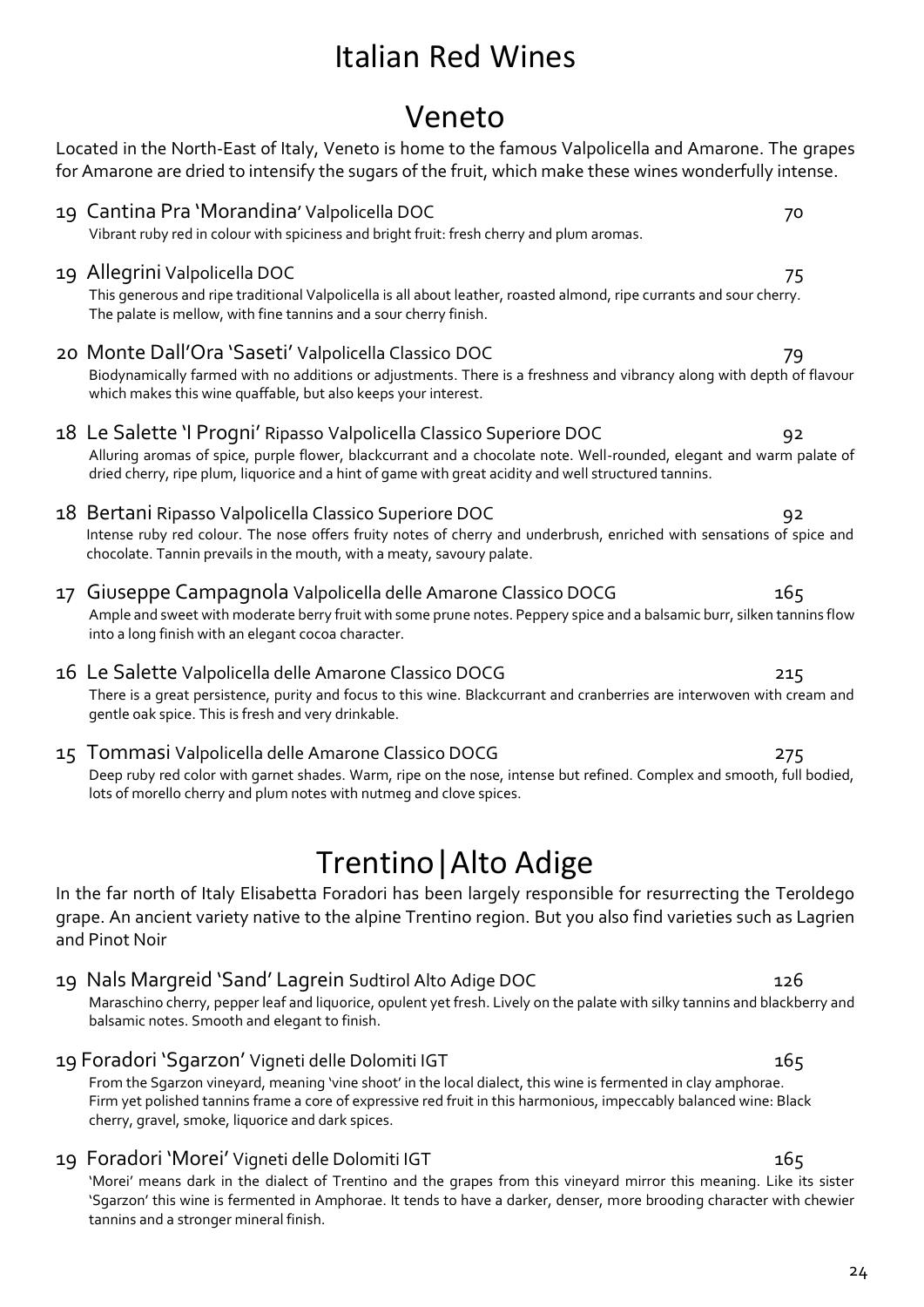# Italian Red Wines

## Veneto

Located in the North-East of Italy, Veneto is home to the famous Valpolicella and Amarone. The grapes for Amarone are dried to intensify the sugars of the fruit, which make these wines wonderfully intense.

**19 Cantina Pra 'Morandina' Valpolicella DOC** — 70

Vibrant ruby red in colour with spiciness and bright fruit: fresh cherry and plum aromas.

**19 Allegrini Valpolicella DOC** — 75

This generous and ripe traditional Valpolicella is all about leather, roasted almond, ripe currants and sour cherry. The palate is mellow, with fine tannins and a sour cherry finish.

**20 Monte Dall'Ora 'Saseti' Valpolicella Classico DOC** — 79

Biodynamically farmed with no additions or adjustments. There is a freshness and vibrancy along with depth of flavour which makes this wine quaffable, but also keeps your interest.

**18 Le Salette 'I Progni' Ripasso Valpolicella Classico Superiore DOC** — 92

Alluring aromas of spice, purple flower, blackcurrant and a chocolate note. Well-rounded, elegant and warm palate of dried cherry, ripe plum, liquorice and a hint of game with great acidity and well structured tannins.

**18 Bertani Ripasso Valpolicella Classico Superiore DOC** — 92

Intense ruby red colour. The nose offers fruity notes of cherry and underbrush, enriched with sensations of spice and chocolate. Tannin prevails in the mouth, with a meaty, savoury palate.

**17 Giuseppe Campagnola Valpolicella delle Amarone Classico DOCG** — 165

Ample and sweet with moderate berry fruit with some prune notes. Peppery spice and a balsamic burr, silken tannins flow into a long finish with an elegant cocoa character.

**16 Le Salette Valpolicella delle Amarone Classico DOCG** — 215

There is a great persistence, purity and focus to this wine. Blackcurrant and cranberries are interwoven with cream and gentle oak spice. This is fresh and very drinkable.

**15 Tommasi Valpolicella delle Amarone Classico DOCG** — 275

Deep ruby red color with garnet shades. Warm, ripe on the nose, intense but refined. Complex and smooth, full bodied, lots of morello cherry and plum notes with nutmeg and clove spices.

## Trentino|Alto Adige

In the far north of Italy Elisabetta Foradori has been largely responsible for resurrecting the Teroldego grape. An ancient variety native to the alpine Trentino region. But you also find varieties such as Lagrien and Pinot Noir

**19 Nals Margreid 'Sand' Lagrein Sudtirol Alto Adige DOC** — 126

Maraschino cherry, pepper leaf and liquorice, opulent yet fresh. Lively on the palate with silky tannins and blackberry and balsamic notes. Smooth and elegant to finish.

**19 Foradori 'Sgarzon' Vigneti delle Dolomiti IGT** — 165

From the Sgarzon vineyard, meaning 'vine shoot' in the local dialect, this wine is fermented in clay amphorae. Firm yet polished tannins frame a core of expressive red fruit in this harmonious, impeccably balanced wine: Black cherry, gravel, smoke, liquorice and dark spices.

**19 Foradori 'Morei' Vigneti delle Dolomiti IGT** — 165

'Morei' means dark in the dialect of Trentino and the grapes from this vineyard mirror this meaning. Like its sister 'Sgarzon' this wine is fermented in Amphorae. It tends to have a darker, denser, more brooding character with chewier tannins and a stronger mineral finish.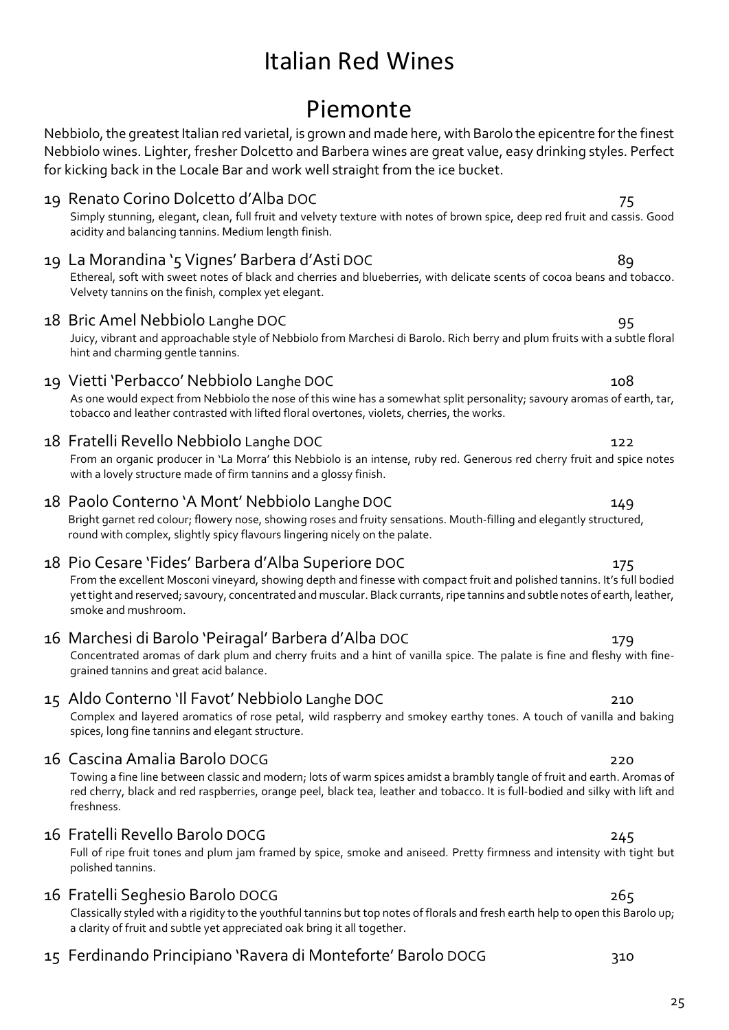# Italian Red Wines

## Piemonte

Nebbiolo, the greatest Italian red varietal, is grown and made here, with Barolo the epicentre for the finest Nebbiolo wines. Lighter, fresher Dolcetto and Barbera wines are great value, easy drinking styles. Perfect for kicking back in the Locale Bar and work well straight from the ice bucket.

**19 Renato Corino Dolcetto d'Alba DOC** — 75

Simply stunning, elegant, clean, full fruit and velvety texture with notes of brown spice, deep red fruit and cassis. Good acidity and balancing tannins. Medium length finish.

**19 La Morandina '5 Vignes' Barbera d'Asti DOC** — 89

Ethereal, soft with sweet notes of black and cherries and blueberries, with delicate scents of cocoa beans and tobacco. Velvety tannins on the finish, complex yet elegant.

**18 Bric Amel Nebbiolo Langhe DOC** — 95

Juicy, vibrant and approachable style of Nebbiolo from Marchesi di Barolo. Rich berry and plum fruits with a subtle floral hint and charming gentle tannins.

**19 Vietti 'Perbacco' Nebbiolo Langhe DOC** — 108

As one would expect from Nebbiolo the nose of this wine has a somewhat split personality; savoury aromas of earth, tar, tobacco and leather contrasted with lifted floral overtones, violets, cherries, the works.

**18 Fratelli Revello Nebbiolo Langhe DOC** — 122

From an organic producer in 'La Morra' this Nebbiolo is an intense, ruby red. Generous red cherry fruit and spice notes with a lovely structure made of firm tannins and a glossy finish.

**18 Paolo Conterno 'A Mont' Nebbiolo Langhe DOC** — 149

Bright garnet red colour; flowery nose, showing roses and fruity sensations. Mouth-filling and elegantly structured, round with complex, slightly spicy flavours lingering nicely on the palate.

**18 Pio Cesare 'Fides' Barbera d'Alba Superiore DOC** — 175

From the excellent Mosconi vineyard, showing depth and finesse with compact fruit and polished tannins. It's full bodied yet tight and reserved; savoury, concentrated and muscular. Black currants, ripe tannins and subtle notes of earth, leather, smoke and mushroom.

**16 Marchesi di Barolo 'Peiragal' Barbera d'Alba DOC** — 179

Concentrated aromas of dark plum and cherry fruits and a hint of vanilla spice. The palate is fine and fleshy with fine-grained tannins and great acid balance.

**15 Aldo Conterno 'Il Favot' Nebbiolo Langhe DOC** — 210

Complex and layered aromatics of rose petal, wild raspberry and smokey earthy tones. A touch of vanilla and baking spices, long fine tannins and elegant structure.

**16 Cascina Amalia Barolo DOCG** — 220

Towing a fine line between classic and modern; lots of warm spices amidst a brambly tangle of fruit and earth. Aromas of red cherry, black and red raspberries, orange peel, black tea, leather and tobacco. It is full-bodied and silky with lift and freshness.

**16 Fratelli Revello Barolo DOCG** — 245

Full of ripe fruit tones and plum jam framed by spice, smoke and aniseed. Pretty firmness and intensity with tight but polished tannins.

**16 Fratelli Seghesio Barolo DOCG** — 265

Classically styled with a rigidity to the youthful tannins but top notes of florals and fresh earth help to open this Barolo up; a clarity of fruit and subtle yet appreciated oak bring it all together.

**15 Ferdinando Principiano 'Ravera di Monteforte' Barolo DOCG** — 310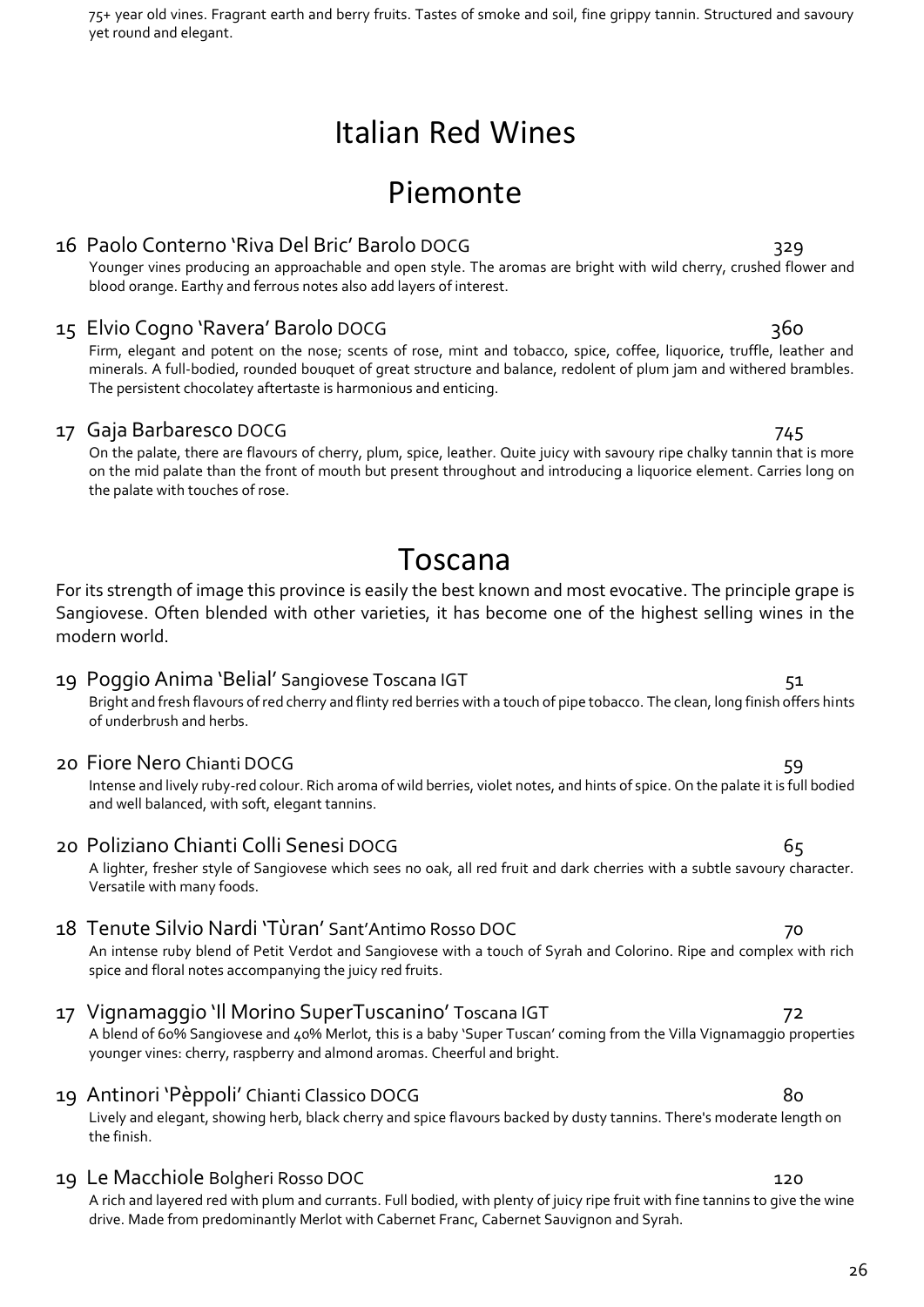75+ year old vines. Fragrant earth and berry fruits. Tastes of smoke and soil, fine grippy tannin. Structured and savoury yet round and elegant.

# Italian Red Wines

## Piemonte

### 16 Paolo Conterno 'Riva Del Bric' Barolo DOCG — 329

Younger vines producing an approachable and open style. The aromas are bright with wild cherry, crushed flower and blood orange. Earthy and ferrous notes also add layers of interest.

### 15 Elvio Cogno 'Ravera' Barolo DOCG — 360

Firm, elegant and potent on the nose; scents of rose, mint and tobacco, spice, coffee, liquorice, truffle, leather and minerals. A full-bodied, rounded bouquet of great structure and balance, redolent of plum jam and withered brambles. The persistent chocolatey aftertaste is harmonious and enticing.

### 17 Gaja Barbaresco DOCG — 745

On the palate, there are flavours of cherry, plum, spice, leather. Quite juicy with savoury ripe chalky tannin that is more on the mid palate than the front of mouth but present throughout and introducing a liquorice element. Carries long on the palate with touches of rose.

## Toscana

For its strength of image this province is easily the best known and most evocative. The principle grape is Sangiovese. Often blended with other varieties, it has become one of the highest selling wines in the modern world.

### 19 Poggio Anima 'Belial' Sangiovese Toscana IGT — 51

Bright and fresh flavours of red cherry and flinty red berries with a touch of pipe tobacco. The clean, long finish offers hints of underbrush and herbs.

### 20 Fiore Nero Chianti DOCG — 59

Intense and lively ruby-red colour. Rich aroma of wild berries, violet notes, and hints of spice. On the palate it is full bodied and well balanced, with soft, elegant tannins.

### 20 Poliziano Chianti Colli Senesi DOCG — 65

A lighter, fresher style of Sangiovese which sees no oak, all red fruit and dark cherries with a subtle savoury character. Versatile with many foods.

### 18 Tenute Silvio Nardi 'Tùran' Sant'Antimo Rosso DOC — 70

An intense ruby blend of Petit Verdot and Sangiovese with a touch of Syrah and Colorino. Ripe and complex with rich spice and floral notes accompanying the juicy red fruits.

### 17 Vignamaggio 'Il Morino SuperTuscanino' Toscana IGT — 72

A blend of 60% Sangiovese and 40% Merlot, this is a baby 'Super Tuscan' coming from the Villa Vignamaggio properties younger vines: cherry, raspberry and almond aromas. Cheerful and bright.

### 19 Antinori 'Pèppoli' Chianti Classico DOCG — 80

Lively and elegant, showing herb, black cherry and spice flavours backed by dusty tannins. There's moderate length on the finish.

### 19 Le Macchiole Bolgheri Rosso DOC — 120

A rich and layered red with plum and currants. Full bodied, with plenty of juicy ripe fruit with fine tannins to give the wine drive. Made from predominantly Merlot with Cabernet Franc, Cabernet Sauvignon and Syrah.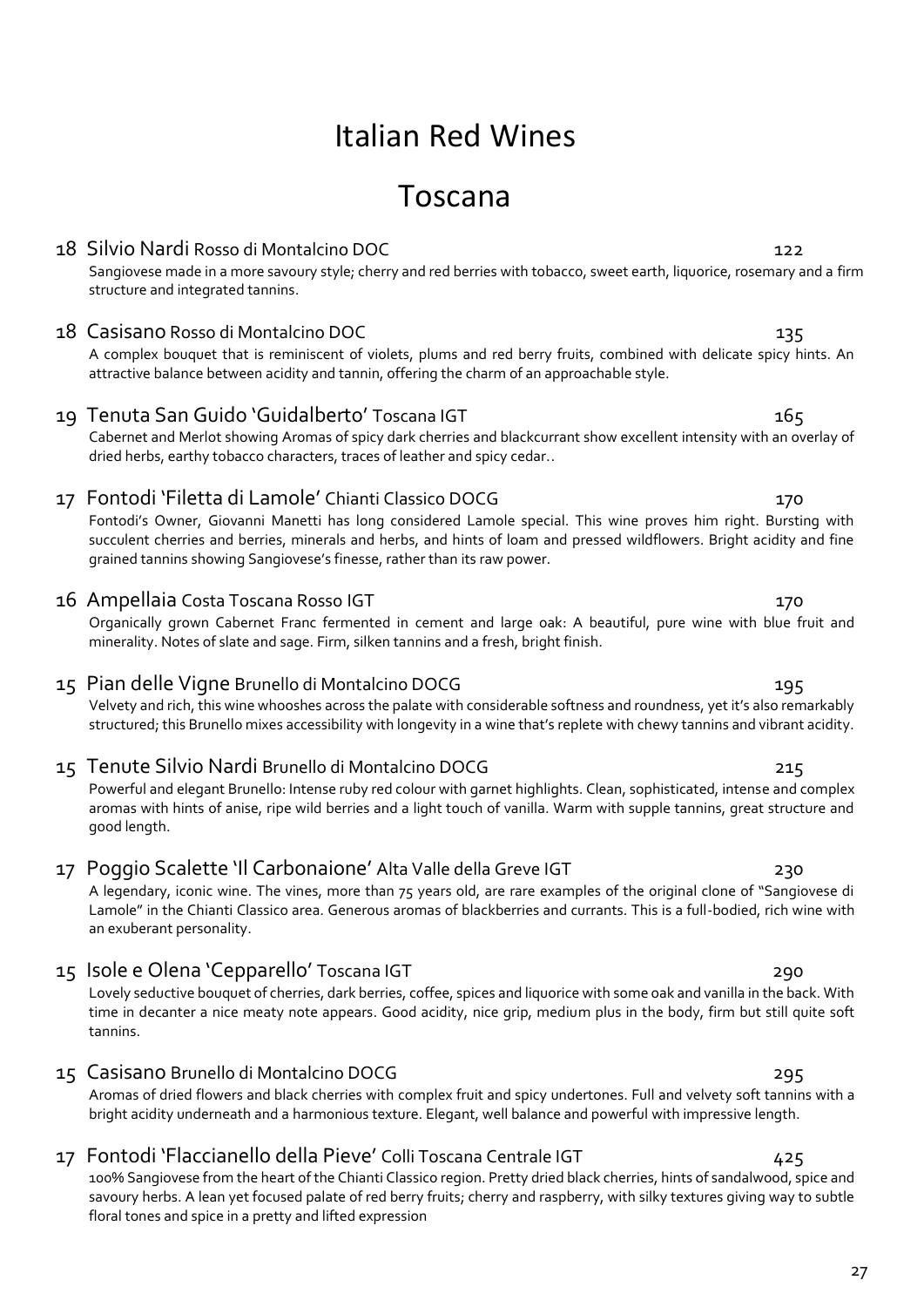# Italian Red Wines

## Toscana

**18 Silvio Nardi** Rosso di Montalcino DOC — 122

Sangiovese made in a more savoury style; cherry and red berries with tobacco, sweet earth, liquorice, rosemary and a firm structure and integrated tannins.

**18 Casisano** Rosso di Montalcino DOC — 135

A complex bouquet that is reminiscent of violets, plums and red berry fruits, combined with delicate spicy hints. An attractive balance between acidity and tannin, offering the charm of an approachable style.

**19 Tenuta San Guido 'Guidalberto'** Toscana IGT — 165

Cabernet and Merlot showing Aromas of spicy dark cherries and blackcurrant show excellent intensity with an overlay of dried herbs, earthy tobacco characters, traces of leather and spicy cedar..

**17 Fontodi 'Filetta di Lamole'** Chianti Classico DOCG — 170

Fontodi's Owner, Giovanni Manetti has long considered Lamole special. This wine proves him right. Bursting with succulent cherries and berries, minerals and herbs, and hints of loam and pressed wildflowers. Bright acidity and fine grained tannins showing Sangiovese's finesse, rather than its raw power.

**16 Ampellaia** Costa Toscana Rosso IGT — 170

Organically grown Cabernet Franc fermented in cement and large oak: A beautiful, pure wine with blue fruit and minerality. Notes of slate and sage. Firm, silken tannins and a fresh, bright finish.

**15 Pian delle Vigne** Brunello di Montalcino DOCG — 195

Velvety and rich, this wine whooshes across the palate with considerable softness and roundness, yet it's also remarkably structured; this Brunello mixes accessibility with longevity in a wine that's replete with chewy tannins and vibrant acidity.

**15 Tenute Silvio Nardi** Brunello di Montalcino DOCG — 215

Powerful and elegant Brunello: Intense ruby red colour with garnet highlights. Clean, sophisticated, intense and complex aromas with hints of anise, ripe wild berries and a light touch of vanilla. Warm with supple tannins, great structure and good length.

**17 Poggio Scalette 'Il Carbonaione'** Alta Valle della Greve IGT — 230

A legendary, iconic wine. The vines, more than 75 years old, are rare examples of the original clone of "Sangiovese di Lamole" in the Chianti Classico area. Generous aromas of blackberries and currants. This is a full-bodied, rich wine with an exuberant personality.

**15 Isole e Olena 'Cepparello'** Toscana IGT — 290

Lovely seductive bouquet of cherries, dark berries, coffee, spices and liquorice with some oak and vanilla in the back. With time in decanter a nice meaty note appears. Good acidity, nice grip, medium plus in the body, firm but still quite soft tannins.

**15 Casisano** Brunello di Montalcino DOCG — 295

Aromas of dried flowers and black cherries with complex fruit and spicy undertones. Full and velvety soft tannins with a bright acidity underneath and a harmonious texture. Elegant, well balance and powerful with impressive length.

**17 Fontodi 'Flaccianello della Pieve'** Colli Toscana Centrale IGT — 425

100% Sangiovese from the heart of the Chianti Classico region. Pretty dried black cherries, hints of sandalwood, spice and savoury herbs. A lean yet focused palate of red berry fruits; cherry and raspberry, with silky textures giving way to subtle floral tones and spice in a pretty and lifted expression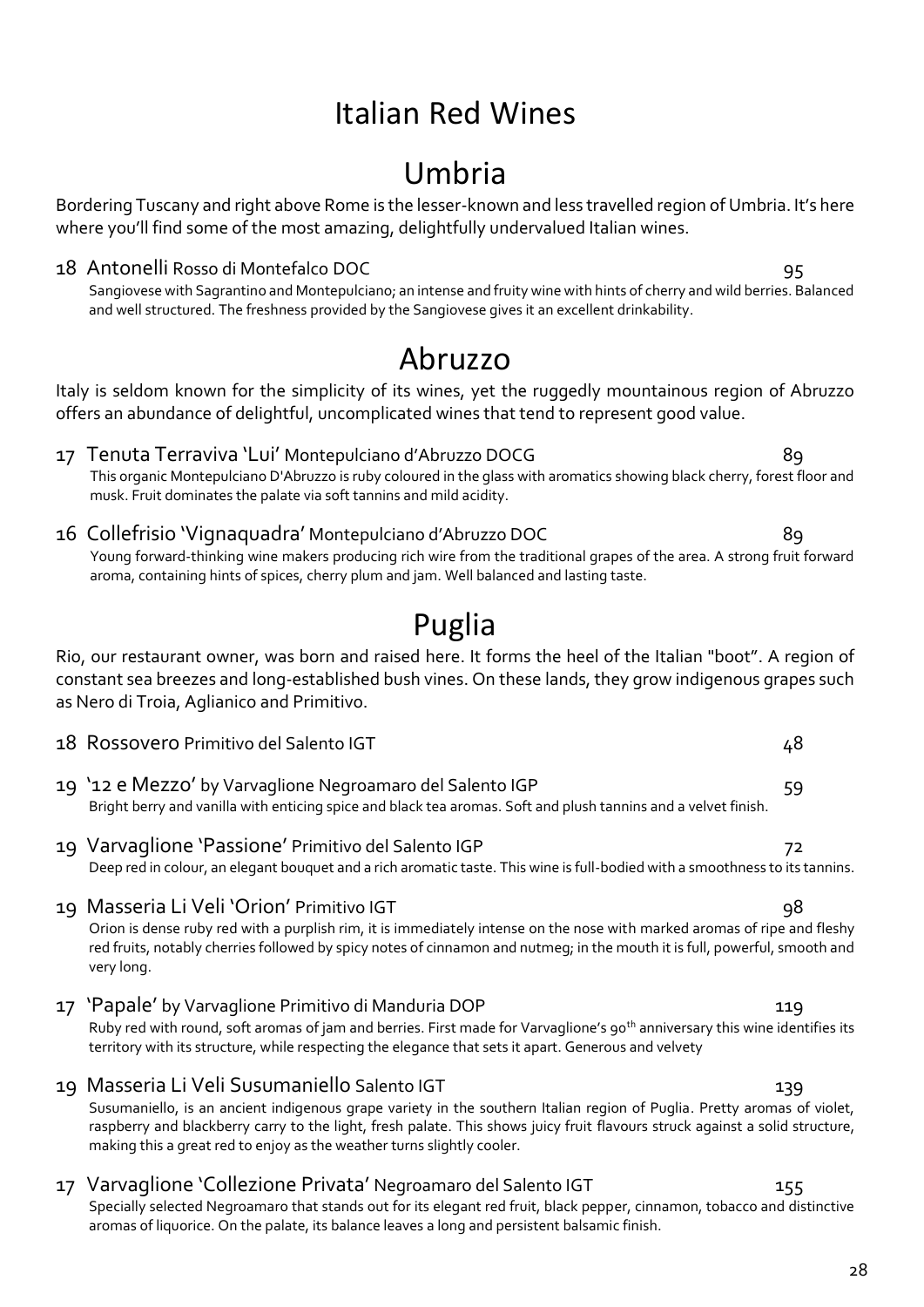# Italian Red Wines

## Umbria

Bordering Tuscany and right above Rome is the lesser-known and less travelled region of Umbria. It's here where you'll find some of the most amazing, delightfully undervalued Italian wines.

**18 Antonelli** Rosso di Montefalco DOC — 95
Sangiovese with Sagrantino and Montepulciano; an intense and fruity wine with hints of cherry and wild berries. Balanced and well structured. The freshness provided by the Sangiovese gives it an excellent drinkability.

## Abruzzo

Italy is seldom known for the simplicity of its wines, yet the ruggedly mountainous region of Abruzzo offers an abundance of delightful, uncomplicated wines that tend to represent good value.

**17 Tenuta Terraviva 'Lui'** Montepulciano d'Abruzzo DOCG — 89
This organic Montepulciano D'Abruzzo is ruby coloured in the glass with aromatics showing black cherry, forest floor and musk. Fruit dominates the palate via soft tannins and mild acidity.

**16 Collefrisio 'Vignaquadra'** Montepulciano d'Abruzzo DOC — 89
Young forward-thinking wine makers producing rich wire from the traditional grapes of the area. A strong fruit forward aroma, containing hints of spices, cherry plum and jam. Well balanced and lasting taste.

## Puglia

Rio, our restaurant owner, was born and raised here. It forms the heel of the Italian "boot". A region of constant sea breezes and long-established bush vines. On these lands, they grow indigenous grapes such as Nero di Troia, Aglianico and Primitivo.

**18 Rossovero** Primitivo del Salento IGT — 48

**19 '12 e Mezzo'** by Varvaglione Negroamaro del Salento IGP — 59
Bright berry and vanilla with enticing spice and black tea aromas. Soft and plush tannins and a velvet finish.

**19 Varvaglione 'Passione'** Primitivo del Salento IGP — 72
Deep red in colour, an elegant bouquet and a rich aromatic taste. This wine is full-bodied with a smoothness to its tannins.

**19 Masseria Li Veli 'Orion'** Primitivo IGT — 98
Orion is dense ruby red with a purplish rim, it is immediately intense on the nose with marked aromas of ripe and fleshy red fruits, notably cherries followed by spicy notes of cinnamon and nutmeg; in the mouth it is full, powerful, smooth and very long.

**17 'Papale'** by Varvaglione Primitivo di Manduria DOP — 119
Ruby red with round, soft aromas of jam and berries. First made for Varvaglione's 90th anniversary this wine identifies its territory with its structure, while respecting the elegance that sets it apart. Generous and velvety

**19 Masseria Li Veli Susumaniello** Salento IGT — 139
Susumaniello, is an ancient indigenous grape variety in the southern Italian region of Puglia. Pretty aromas of violet, raspberry and blackberry carry to the light, fresh palate. This shows juicy fruit flavours struck against a solid structure, making this a great red to enjoy as the weather turns slightly cooler.

**17 Varvaglione 'Collezione Privata'** Negroamaro del Salento IGT — 155
Specially selected Negroamaro that stands out for its elegant red fruit, black pepper, cinnamon, tobacco and distinctive aromas of liquorice. On the palate, its balance leaves a long and persistent balsamic finish.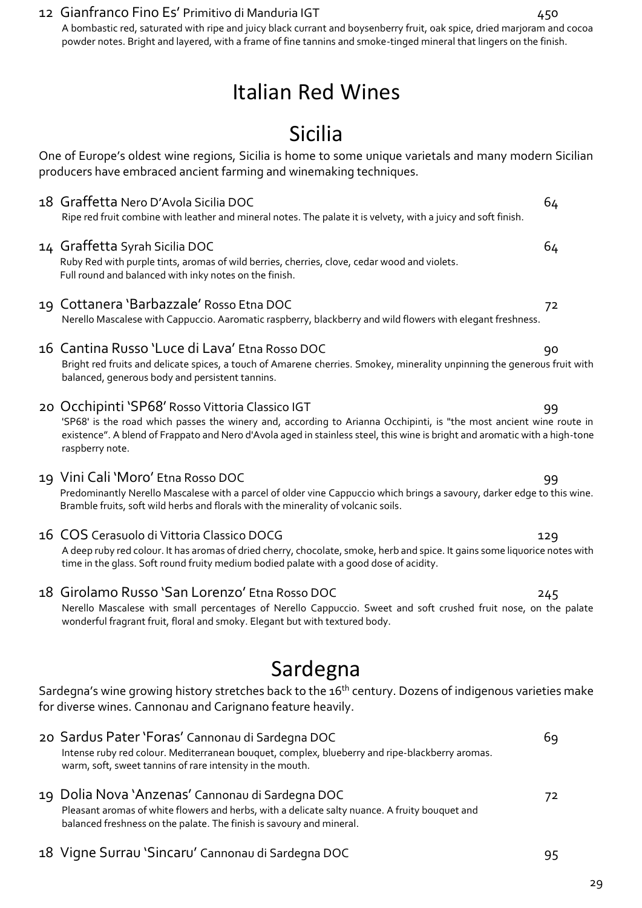12 **Gianfranco Fino Es'** Primitivo di Manduria IGT — 450

A bombastic red, saturated with ripe and juicy black currant and boysenberry fruit, oak spice, dried marjoram and cocoa powder notes. Bright and layered, with a frame of fine tannins and smoke-tinged mineral that lingers on the finish.

# Italian Red Wines

## Sicilia

One of Europe's oldest wine regions, Sicilia is home to some unique varietals and many modern Sicilian producers have embraced ancient farming and winemaking techniques.

18 **Graffetta** Nero D'Avola Sicilia DOC — 64

Ripe red fruit combine with leather and mineral notes. The palate it is velvety, with a juicy and soft finish.

14 **Graffetta** Syrah Sicilia DOC — 64

Ruby Red with purple tints, aromas of wild berries, cherries, clove, cedar wood and violets. Full round and balanced with inky notes on the finish.

19 **Cottanera 'Barbazzale'** Rosso Etna DOC — 72

Nerello Mascalese with Cappuccio. Aaromatic raspberry, blackberry and wild flowers with elegant freshness.

16 **Cantina Russo 'Luce di Lava'** Etna Rosso DOC — 90

Bright red fruits and delicate spices, a touch of Amarene cherries. Smokey, minerality unpinning the generous fruit with balanced, generous body and persistent tannins.

20 **Occhipinti 'SP68'** Rosso Vittoria Classico IGT — 99

'SP68' is the road which passes the winery and, according to Arianna Occhipinti, is "the most ancient wine route in existence". A blend of Frappato and Nero d'Avola aged in stainless steel, this wine is bright and aromatic with a high-tone raspberry note.

19 **Vini Cali 'Moro'** Etna Rosso DOC — 99

Predominantly Nerello Mascalese with a parcel of older vine Cappuccio which brings a savoury, darker edge to this wine. Bramble fruits, soft wild herbs and florals with the minerality of volcanic soils.

16 **COS** Cerasuolo di Vittoria Classico DOCG — 129

A deep ruby red colour. It has aromas of dried cherry, chocolate, smoke, herb and spice. It gains some liquorice notes with time in the glass. Soft round fruity medium bodied palate with a good dose of acidity.

18 **Girolamo Russo 'San Lorenzo'** Etna Rosso DOC — 245

Nerello Mascalese with small percentages of Nerello Cappuccio. Sweet and soft crushed fruit nose, on the palate wonderful fragrant fruit, floral and smoky. Elegant but with textured body.

## Sardegna

Sardegna's wine growing history stretches back to the 16th century. Dozens of indigenous varieties make for diverse wines. Cannonau and Carignano feature heavily.

20 **Sardus Pater 'Foras'** Cannonau di Sardegna DOC — 69

Intense ruby red colour. Mediterranean bouquet, complex, blueberry and ripe-blackberry aromas. warm, soft, sweet tannins of rare intensity in the mouth.

19 **Dolia Nova 'Anzenas'** Cannonau di Sardegna DOC — 72

Pleasant aromas of white flowers and herbs, with a delicate salty nuance. A fruity bouquet and balanced freshness on the palate. The finish is savoury and mineral.

18 **Vigne Surrau 'Sincaru'** Cannonau di Sardegna DOC — 95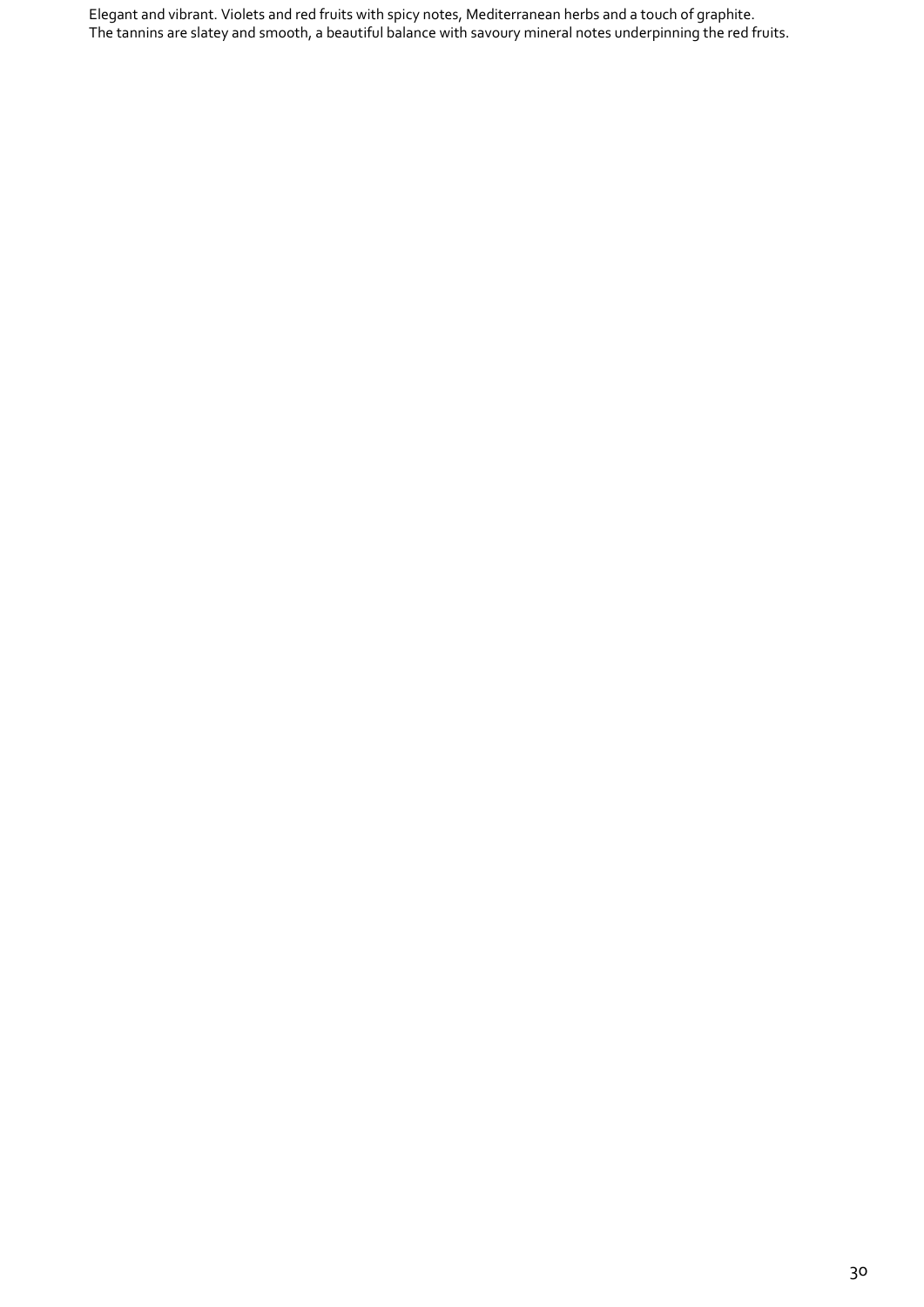Elegant and vibrant. Violets and red fruits with spicy notes, Mediterranean herbs and a touch of graphite.
The tannins are slatey and smooth, a beautiful balance with savoury mineral notes underpinning the red fruits.